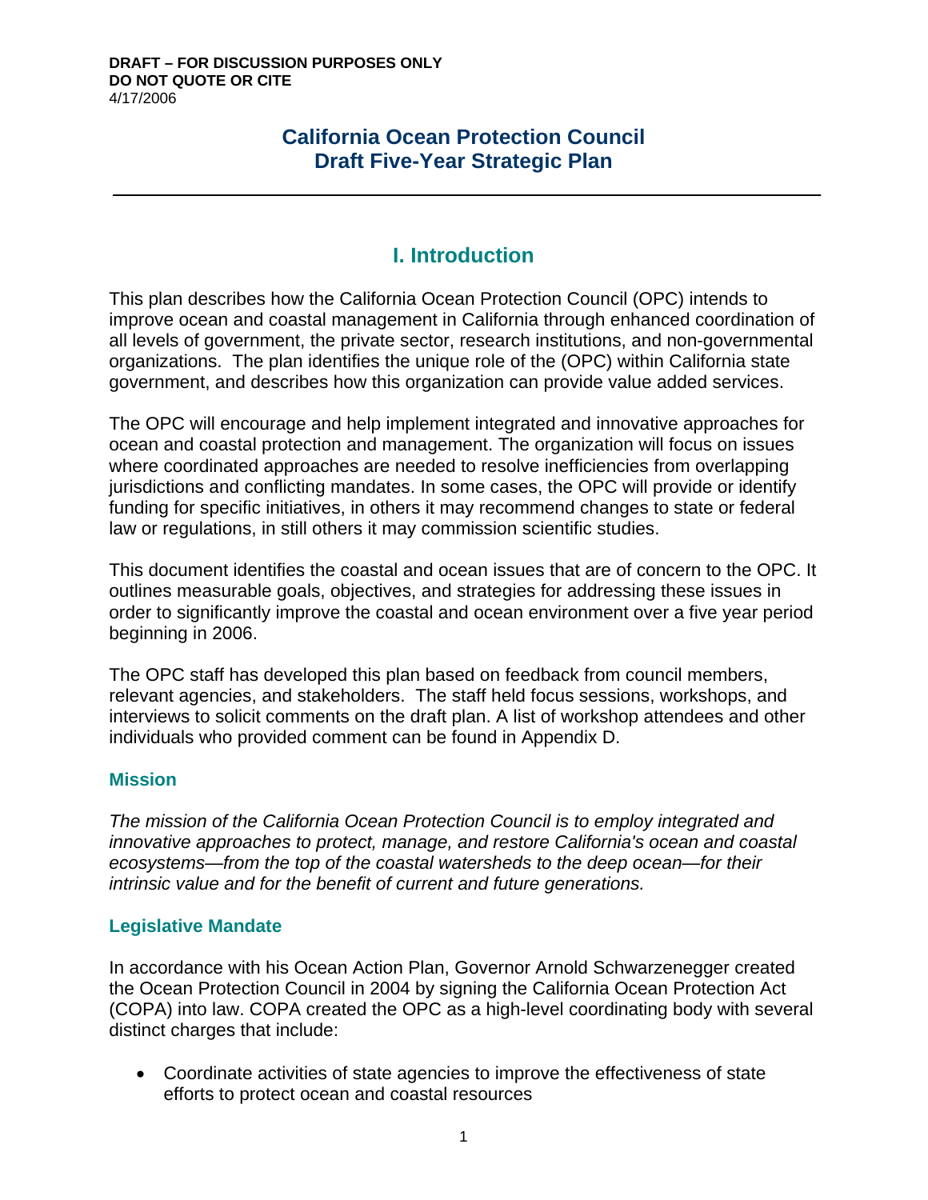**DRAFT – FOR DISCUSSION PURPOSES ONLY**
**DO NOT QUOTE OR CITE**
4/17/2006

# California Ocean Protection Council
# Draft Five-Year Strategic Plan

---

## I. Introduction

This plan describes how the California Ocean Protection Council (OPC) intends to improve ocean and coastal management in California through enhanced coordination of all levels of government, the private sector, research institutions, and non-governmental organizations. The plan identifies the unique role of the (OPC) within California state government, and describes how this organization can provide value added services.

The OPC will encourage and help implement integrated and innovative approaches for ocean and coastal protection and management. The organization will focus on issues where coordinated approaches are needed to resolve inefficiencies from overlapping jurisdictions and conflicting mandates. In some cases, the OPC will provide or identify funding for specific initiatives, in others it may recommend changes to state or federal law or regulations, in still others it may commission scientific studies.

This document identifies the coastal and ocean issues that are of concern to the OPC. It outlines measurable goals, objectives, and strategies for addressing these issues in order to significantly improve the coastal and ocean environment over a five year period beginning in 2006.

The OPC staff has developed this plan based on feedback from council members, relevant agencies, and stakeholders. The staff held focus sessions, workshops, and interviews to solicit comments on the draft plan. A list of workshop attendees and other individuals who provided comment can be found in Appendix D.

### Mission

*The mission of the California Ocean Protection Council is to employ integrated and innovative approaches to protect, manage, and restore California's ocean and coastal ecosystems—from the top of the coastal watersheds to the deep ocean—for their intrinsic value and for the benefit of current and future generations.*

### Legislative Mandate

In accordance with his Ocean Action Plan, Governor Arnold Schwarzenegger created the Ocean Protection Council in 2004 by signing the California Ocean Protection Act (COPA) into law. COPA created the OPC as a high-level coordinating body with several distinct charges that include:

- Coordinate activities of state agencies to improve the effectiveness of state efforts to protect ocean and coastal resources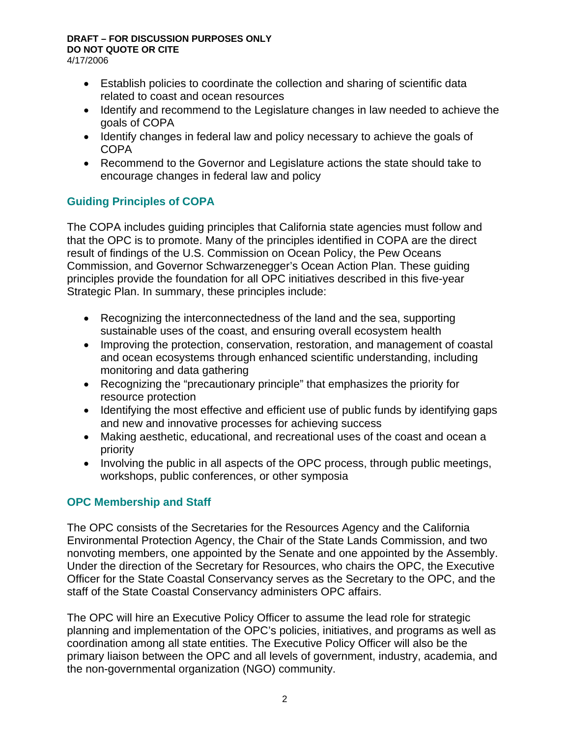- Establish policies to coordinate the collection and sharing of scientific data related to coast and ocean resources
- Identify and recommend to the Legislature changes in law needed to achieve the goals of COPA
- Identify changes in federal law and policy necessary to achieve the goals of COPA
- Recommend to the Governor and Legislature actions the state should take to encourage changes in federal law and policy

## Guiding Principles of COPA

The COPA includes guiding principles that California state agencies must follow and that the OPC is to promote. Many of the principles identified in COPA are the direct result of findings of the U.S. Commission on Ocean Policy, the Pew Oceans Commission, and Governor Schwarzenegger's Ocean Action Plan. These guiding principles provide the foundation for all OPC initiatives described in this five-year Strategic Plan. In summary, these principles include:

- Recognizing the interconnectedness of the land and the sea, supporting sustainable uses of the coast, and ensuring overall ecosystem health
- Improving the protection, conservation, restoration, and management of coastal and ocean ecosystems through enhanced scientific understanding, including monitoring and data gathering
- Recognizing the "precautionary principle" that emphasizes the priority for resource protection
- Identifying the most effective and efficient use of public funds by identifying gaps and new and innovative processes for achieving success
- Making aesthetic, educational, and recreational uses of the coast and ocean a priority
- Involving the public in all aspects of the OPC process, through public meetings, workshops, public conferences, or other symposia

## OPC Membership and Staff

The OPC consists of the Secretaries for the Resources Agency and the California Environmental Protection Agency, the Chair of the State Lands Commission, and two nonvoting members, one appointed by the Senate and one appointed by the Assembly. Under the direction of the Secretary for Resources, who chairs the OPC, the Executive Officer for the State Coastal Conservancy serves as the Secretary to the OPC, and the staff of the State Coastal Conservancy administers OPC affairs.

The OPC will hire an Executive Policy Officer to assume the lead role for strategic planning and implementation of the OPC's policies, initiatives, and programs as well as coordination among all state entities. The Executive Policy Officer will also be the primary liaison between the OPC and all levels of government, industry, academia, and the non-governmental organization (NGO) community.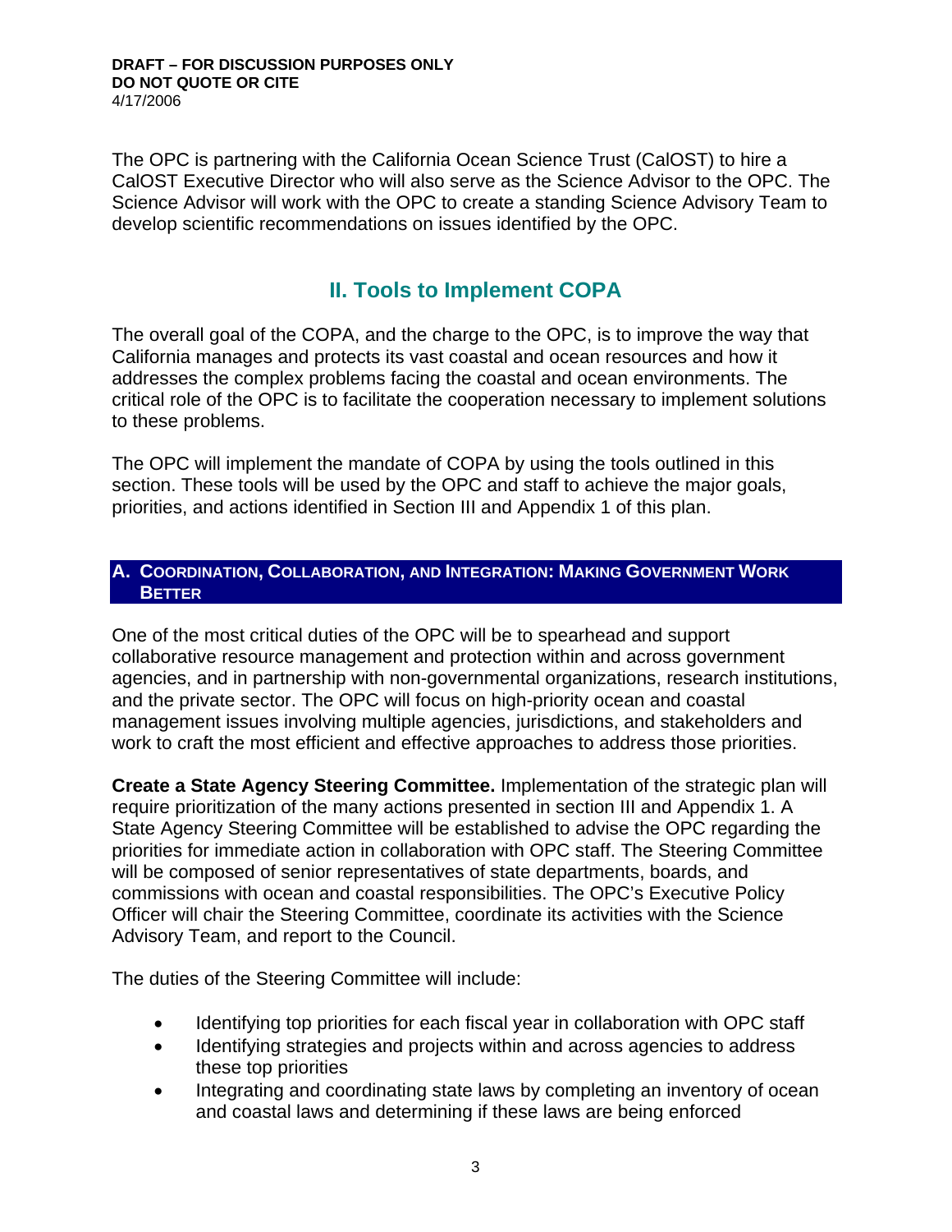The OPC is partnering with the California Ocean Science Trust (CalOST) to hire a CalOST Executive Director who will also serve as the Science Advisor to the OPC. The Science Advisor will work with the OPC to create a standing Science Advisory Team to develop scientific recommendations on issues identified by the OPC.

# II. Tools to Implement COPA

The overall goal of the COPA, and the charge to the OPC, is to improve the way that California manages and protects its vast coastal and ocean resources and how it addresses the complex problems facing the coastal and ocean environments. The critical role of the OPC is to facilitate the cooperation necessary to implement solutions to these problems.

The OPC will implement the mandate of COPA by using the tools outlined in this section. These tools will be used by the OPC and staff to achieve the major goals, priorities, and actions identified in Section III and Appendix 1 of this plan.

## A. Coordination, Collaboration, and Integration: Making Government Work Better

One of the most critical duties of the OPC will be to spearhead and support collaborative resource management and protection within and across government agencies, and in partnership with non-governmental organizations, research institutions, and the private sector. The OPC will focus on high-priority ocean and coastal management issues involving multiple agencies, jurisdictions, and stakeholders and work to craft the most efficient and effective approaches to address those priorities.

**Create a State Agency Steering Committee.** Implementation of the strategic plan will require prioritization of the many actions presented in section III and Appendix 1. A State Agency Steering Committee will be established to advise the OPC regarding the priorities for immediate action in collaboration with OPC staff. The Steering Committee will be composed of senior representatives of state departments, boards, and commissions with ocean and coastal responsibilities. The OPC's Executive Policy Officer will chair the Steering Committee, coordinate its activities with the Science Advisory Team, and report to the Council.

The duties of the Steering Committee will include:

- Identifying top priorities for each fiscal year in collaboration with OPC staff
- Identifying strategies and projects within and across agencies to address these top priorities
- Integrating and coordinating state laws by completing an inventory of ocean and coastal laws and determining if these laws are being enforced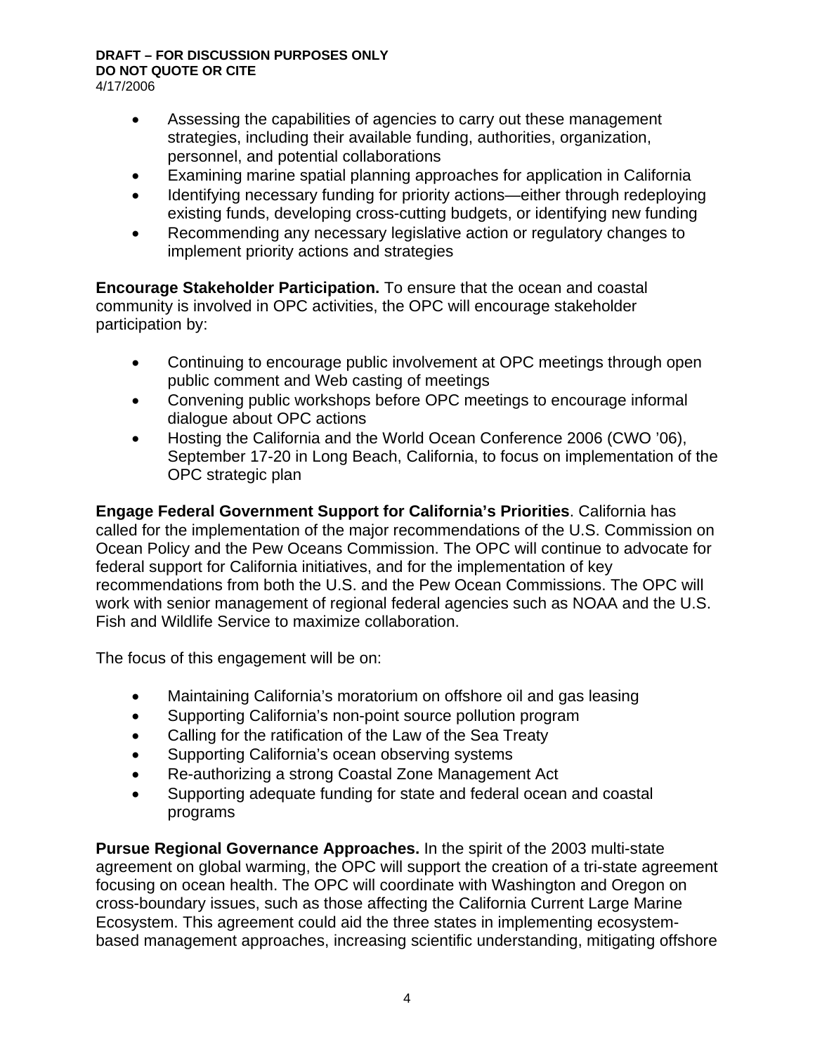- Assessing the capabilities of agencies to carry out these management strategies, including their available funding, authorities, organization, personnel, and potential collaborations
- Examining marine spatial planning approaches for application in California
- Identifying necessary funding for priority actions—either through redeploying existing funds, developing cross-cutting budgets, or identifying new funding
- Recommending any necessary legislative action or regulatory changes to implement priority actions and strategies

**Encourage Stakeholder Participation.** To ensure that the ocean and coastal community is involved in OPC activities, the OPC will encourage stakeholder participation by:

- Continuing to encourage public involvement at OPC meetings through open public comment and Web casting of meetings
- Convening public workshops before OPC meetings to encourage informal dialogue about OPC actions
- Hosting the California and the World Ocean Conference 2006 (CWO '06), September 17-20 in Long Beach, California, to focus on implementation of the OPC strategic plan

**Engage Federal Government Support for California's Priorities**. California has called for the implementation of the major recommendations of the U.S. Commission on Ocean Policy and the Pew Oceans Commission. The OPC will continue to advocate for federal support for California initiatives, and for the implementation of key recommendations from both the U.S. and the Pew Ocean Commissions. The OPC will work with senior management of regional federal agencies such as NOAA and the U.S. Fish and Wildlife Service to maximize collaboration.

The focus of this engagement will be on:

- Maintaining California's moratorium on offshore oil and gas leasing
- Supporting California's non-point source pollution program
- Calling for the ratification of the Law of the Sea Treaty
- Supporting California's ocean observing systems
- Re-authorizing a strong Coastal Zone Management Act
- Supporting adequate funding for state and federal ocean and coastal programs

**Pursue Regional Governance Approaches.** In the spirit of the 2003 multi-state agreement on global warming, the OPC will support the creation of a tri-state agreement focusing on ocean health. The OPC will coordinate with Washington and Oregon on cross-boundary issues, such as those affecting the California Current Large Marine Ecosystem. This agreement could aid the three states in implementing ecosystem-based management approaches, increasing scientific understanding, mitigating offshore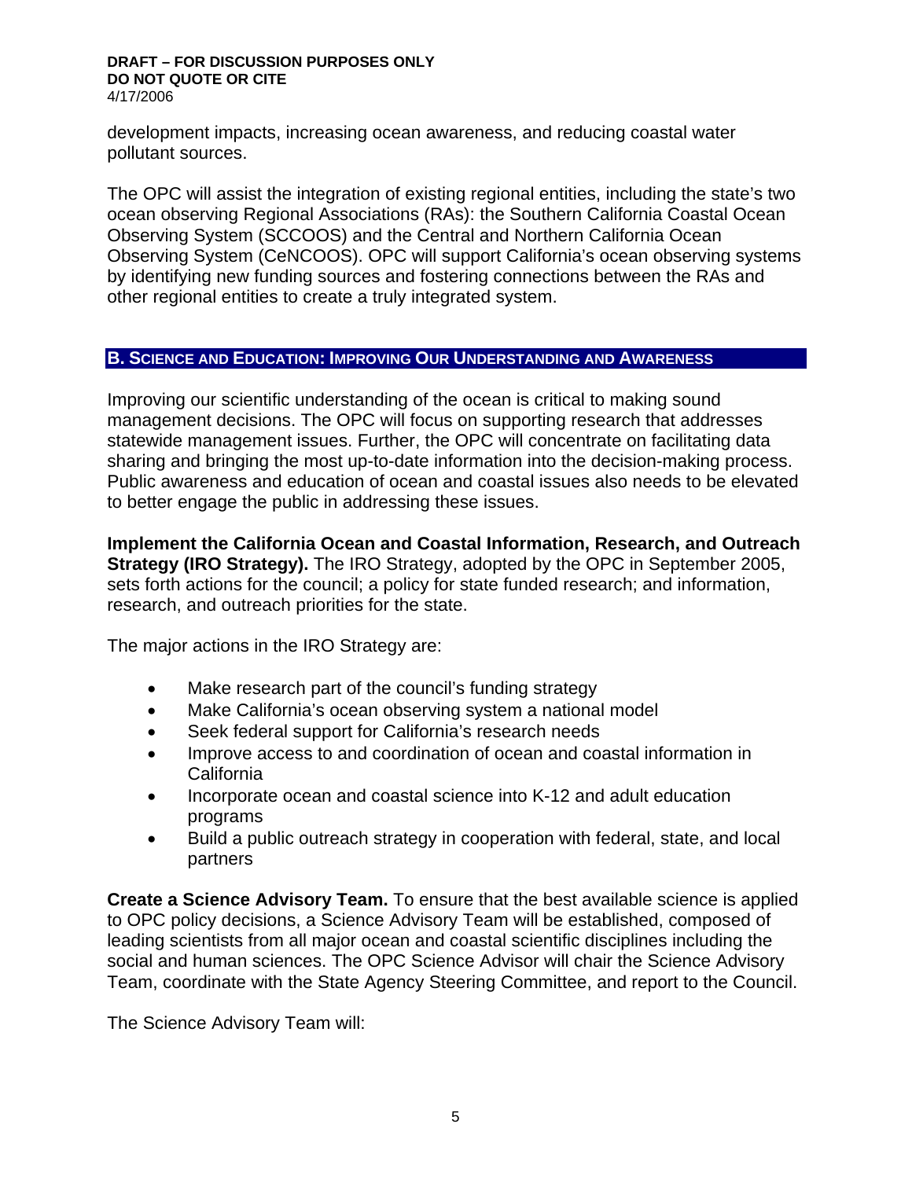development impacts, increasing ocean awareness, and reducing coastal water pollutant sources.

The OPC will assist the integration of existing regional entities, including the state's two ocean observing Regional Associations (RAs): the Southern California Coastal Ocean Observing System (SCCOOS) and the Central and Northern California Ocean Observing System (CeNCOOS). OPC will support California's ocean observing systems by identifying new funding sources and fostering connections between the RAs and other regional entities to create a truly integrated system.

## B. Science and Education: Improving Our Understanding and Awareness

Improving our scientific understanding of the ocean is critical to making sound management decisions. The OPC will focus on supporting research that addresses statewide management issues. Further, the OPC will concentrate on facilitating data sharing and bringing the most up-to-date information into the decision-making process. Public awareness and education of ocean and coastal issues also needs to be elevated to better engage the public in addressing these issues.

**Implement the California Ocean and Coastal Information, Research, and Outreach Strategy (IRO Strategy).** The IRO Strategy, adopted by the OPC in September 2005, sets forth actions for the council; a policy for state funded research; and information, research, and outreach priorities for the state.

The major actions in the IRO Strategy are:

- Make research part of the council's funding strategy
- Make California's ocean observing system a national model
- Seek federal support for California's research needs
- Improve access to and coordination of ocean and coastal information in California
- Incorporate ocean and coastal science into K-12 and adult education programs
- Build a public outreach strategy in cooperation with federal, state, and local partners

**Create a Science Advisory Team.** To ensure that the best available science is applied to OPC policy decisions, a Science Advisory Team will be established, composed of leading scientists from all major ocean and coastal scientific disciplines including the social and human sciences. The OPC Science Advisor will chair the Science Advisory Team, coordinate with the State Agency Steering Committee, and report to the Council.

The Science Advisory Team will: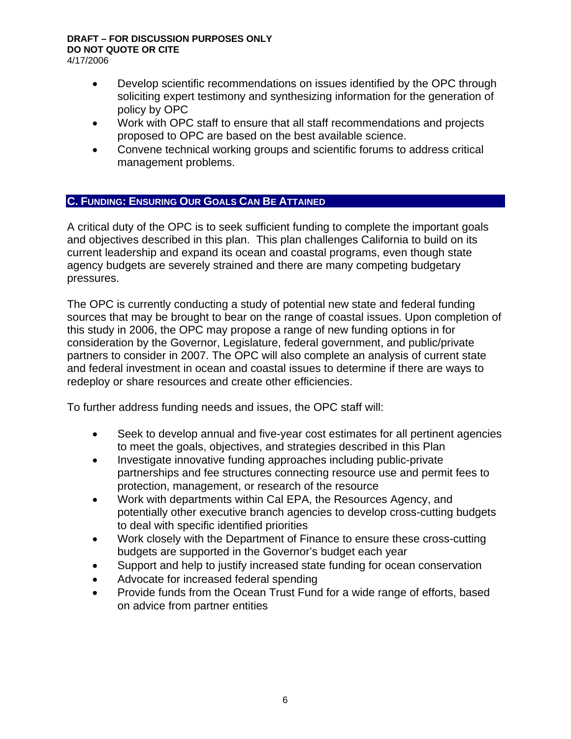- Develop scientific recommendations on issues identified by the OPC through soliciting expert testimony and synthesizing information for the generation of policy by OPC
- Work with OPC staff to ensure that all staff recommendations and projects proposed to OPC are based on the best available science.
- Convene technical working groups and scientific forums to address critical management problems.

## C. FUNDING: ENSURING OUR GOALS CAN BE ATTAINED

A critical duty of the OPC is to seek sufficient funding to complete the important goals and objectives described in this plan. This plan challenges California to build on its current leadership and expand its ocean and coastal programs, even though state agency budgets are severely strained and there are many competing budgetary pressures.

The OPC is currently conducting a study of potential new state and federal funding sources that may be brought to bear on the range of coastal issues. Upon completion of this study in 2006, the OPC may propose a range of new funding options in for consideration by the Governor, Legislature, federal government, and public/private partners to consider in 2007. The OPC will also complete an analysis of current state and federal investment in ocean and coastal issues to determine if there are ways to redeploy or share resources and create other efficiencies.

To further address funding needs and issues, the OPC staff will:

- Seek to develop annual and five-year cost estimates for all pertinent agencies to meet the goals, objectives, and strategies described in this Plan
- Investigate innovative funding approaches including public-private partnerships and fee structures connecting resource use and permit fees to protection, management, or research of the resource
- Work with departments within Cal EPA, the Resources Agency, and potentially other executive branch agencies to develop cross-cutting budgets to deal with specific identified priorities
- Work closely with the Department of Finance to ensure these cross-cutting budgets are supported in the Governor's budget each year
- Support and help to justify increased state funding for ocean conservation
- Advocate for increased federal spending
- Provide funds from the Ocean Trust Fund for a wide range of efforts, based on advice from partner entities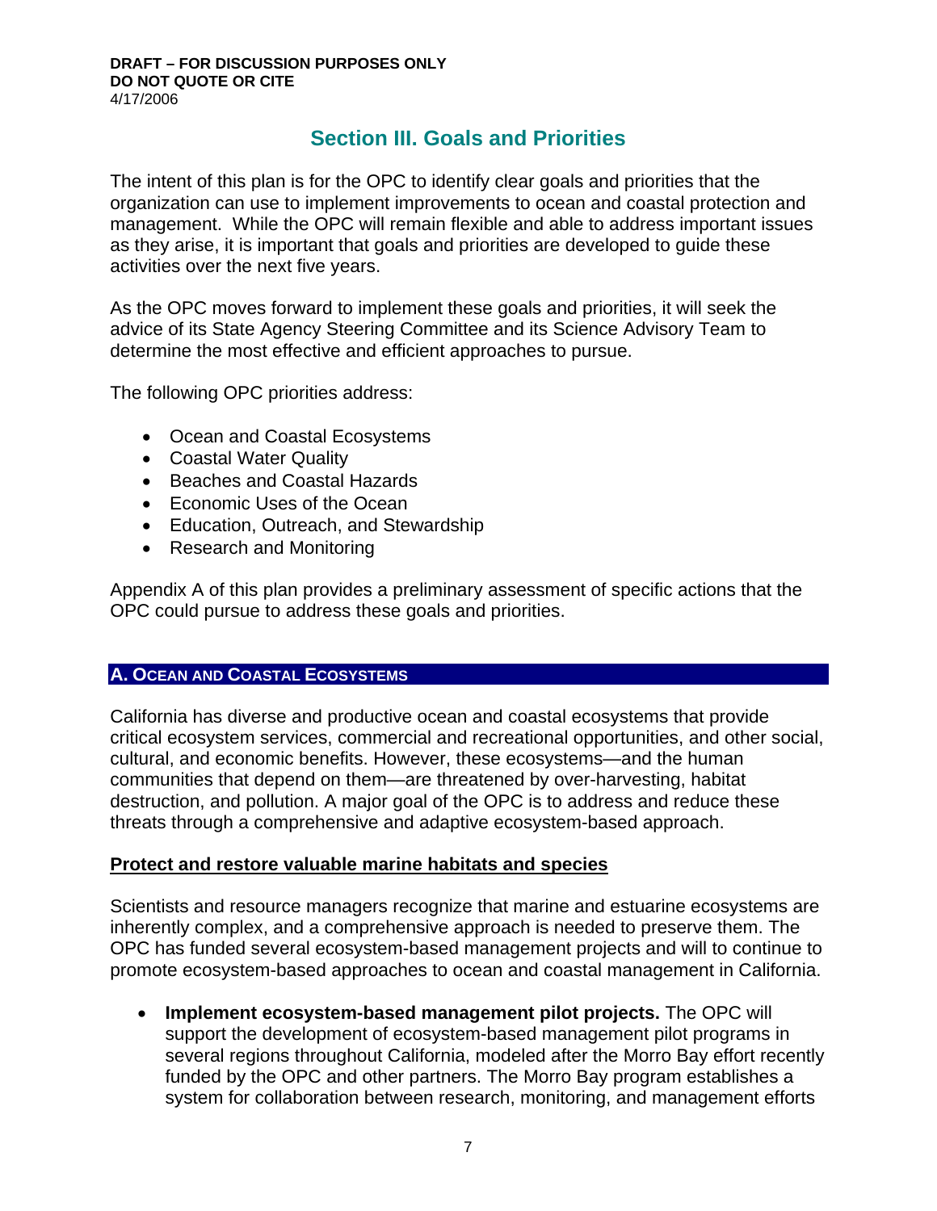## Section III. Goals and Priorities

The intent of this plan is for the OPC to identify clear goals and priorities that the organization can use to implement improvements to ocean and coastal protection and management. While the OPC will remain flexible and able to address important issues as they arise, it is important that goals and priorities are developed to guide these activities over the next five years.

As the OPC moves forward to implement these goals and priorities, it will seek the advice of its State Agency Steering Committee and its Science Advisory Team to determine the most effective and efficient approaches to pursue.

The following OPC priorities address:

- Ocean and Coastal Ecosystems
- Coastal Water Quality
- Beaches and Coastal Hazards
- Economic Uses of the Ocean
- Education, Outreach, and Stewardship
- Research and Monitoring

Appendix A of this plan provides a preliminary assessment of specific actions that the OPC could pursue to address these goals and priorities.

### A. Ocean and Coastal Ecosystems

California has diverse and productive ocean and coastal ecosystems that provide critical ecosystem services, commercial and recreational opportunities, and other social, cultural, and economic benefits. However, these ecosystems—and the human communities that depend on them—are threatened by over-harvesting, habitat destruction, and pollution. A major goal of the OPC is to address and reduce these threats through a comprehensive and adaptive ecosystem-based approach.

#### Protect and restore valuable marine habitats and species

Scientists and resource managers recognize that marine and estuarine ecosystems are inherently complex, and a comprehensive approach is needed to preserve them. The OPC has funded several ecosystem-based management projects and will to continue to promote ecosystem-based approaches to ocean and coastal management in California.

- **Implement ecosystem-based management pilot projects.** The OPC will support the development of ecosystem-based management pilot programs in several regions throughout California, modeled after the Morro Bay effort recently funded by the OPC and other partners. The Morro Bay program establishes a system for collaboration between research, monitoring, and management efforts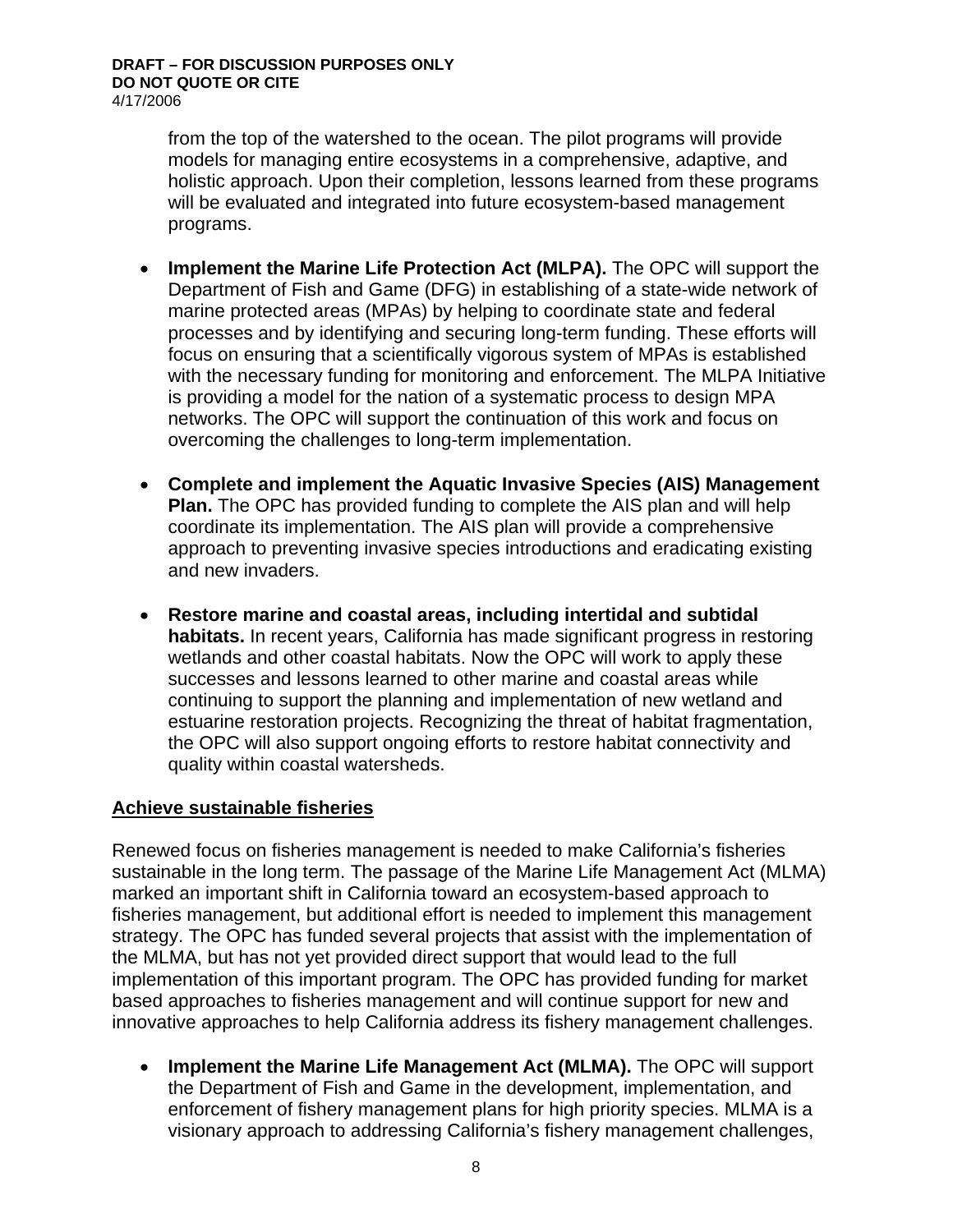from the top of the watershed to the ocean. The pilot programs will provide models for managing entire ecosystems in a comprehensive, adaptive, and holistic approach. Upon their completion, lessons learned from these programs will be evaluated and integrated into future ecosystem-based management programs.

- **Implement the Marine Life Protection Act (MLPA).** The OPC will support the Department of Fish and Game (DFG) in establishing of a state-wide network of marine protected areas (MPAs) by helping to coordinate state and federal processes and by identifying and securing long-term funding. These efforts will focus on ensuring that a scientifically vigorous system of MPAs is established with the necessary funding for monitoring and enforcement. The MLPA Initiative is providing a model for the nation of a systematic process to design MPA networks. The OPC will support the continuation of this work and focus on overcoming the challenges to long-term implementation.

- **Complete and implement the Aquatic Invasive Species (AIS) Management Plan.** The OPC has provided funding to complete the AIS plan and will help coordinate its implementation. The AIS plan will provide a comprehensive approach to preventing invasive species introductions and eradicating existing and new invaders.

- **Restore marine and coastal areas, including intertidal and subtidal habitats.** In recent years, California has made significant progress in restoring wetlands and other coastal habitats. Now the OPC will work to apply these successes and lessons learned to other marine and coastal areas while continuing to support the planning and implementation of new wetland and estuarine restoration projects. Recognizing the threat of habitat fragmentation, the OPC will also support ongoing efforts to restore habitat connectivity and quality within coastal watersheds.

## Achieve sustainable fisheries

Renewed focus on fisheries management is needed to make California's fisheries sustainable in the long term. The passage of the Marine Life Management Act (MLMA) marked an important shift in California toward an ecosystem-based approach to fisheries management, but additional effort is needed to implement this management strategy. The OPC has funded several projects that assist with the implementation of the MLMA, but has not yet provided direct support that would lead to the full implementation of this important program. The OPC has provided funding for market based approaches to fisheries management and will continue support for new and innovative approaches to help California address its fishery management challenges.

- **Implement the Marine Life Management Act (MLMA).** The OPC will support the Department of Fish and Game in the development, implementation, and enforcement of fishery management plans for high priority species. MLMA is a visionary approach to addressing California's fishery management challenges,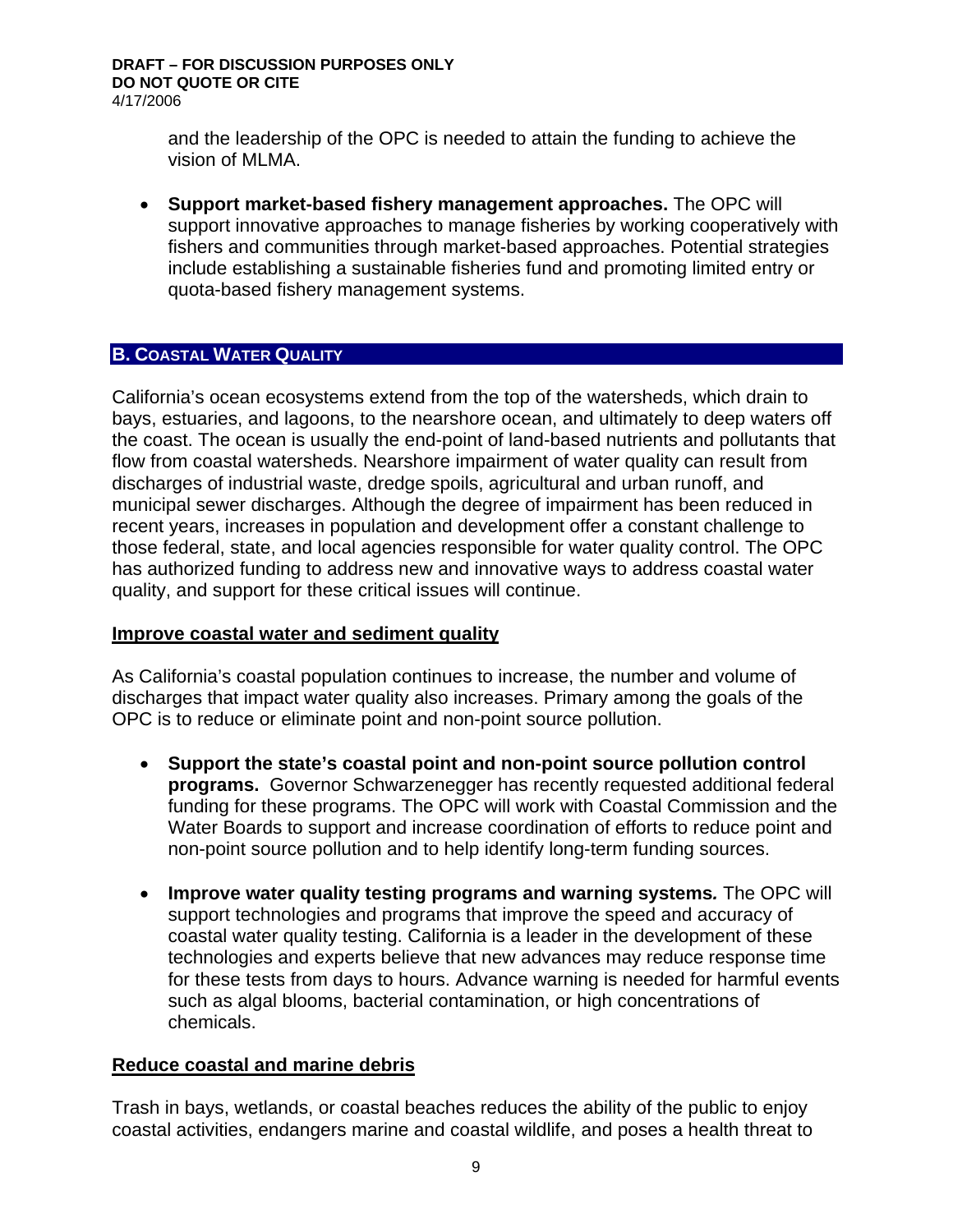and the leadership of the OPC is needed to attain the funding to achieve the vision of MLMA.

- **Support market-based fishery management approaches.** The OPC will support innovative approaches to manage fisheries by working cooperatively with fishers and communities through market-based approaches. Potential strategies include establishing a sustainable fisheries fund and promoting limited entry or quota-based fishery management systems.

## B. Coastal Water Quality

California's ocean ecosystems extend from the top of the watersheds, which drain to bays, estuaries, and lagoons, to the nearshore ocean, and ultimately to deep waters off the coast. The ocean is usually the end-point of land-based nutrients and pollutants that flow from coastal watersheds. Nearshore impairment of water quality can result from discharges of industrial waste, dredge spoils, agricultural and urban runoff, and municipal sewer discharges. Although the degree of impairment has been reduced in recent years, increases in population and development offer a constant challenge to those federal, state, and local agencies responsible for water quality control. The OPC has authorized funding to address new and innovative ways to address coastal water quality, and support for these critical issues will continue.

### Improve coastal water and sediment quality

As California's coastal population continues to increase, the number and volume of discharges that impact water quality also increases. Primary among the goals of the OPC is to reduce or eliminate point and non-point source pollution.

- **Support the state's coastal point and non-point source pollution control programs.** Governor Schwarzenegger has recently requested additional federal funding for these programs. The OPC will work with Coastal Commission and the Water Boards to support and increase coordination of efforts to reduce point and non-point source pollution and to help identify long-term funding sources.

- **Improve water quality testing programs and warning systems*.*** The OPC will support technologies and programs that improve the speed and accuracy of coastal water quality testing. California is a leader in the development of these technologies and experts believe that new advances may reduce response time for these tests from days to hours. Advance warning is needed for harmful events such as algal blooms, bacterial contamination, or high concentrations of chemicals.

### Reduce coastal and marine debris

Trash in bays, wetlands, or coastal beaches reduces the ability of the public to enjoy coastal activities, endangers marine and coastal wildlife, and poses a health threat to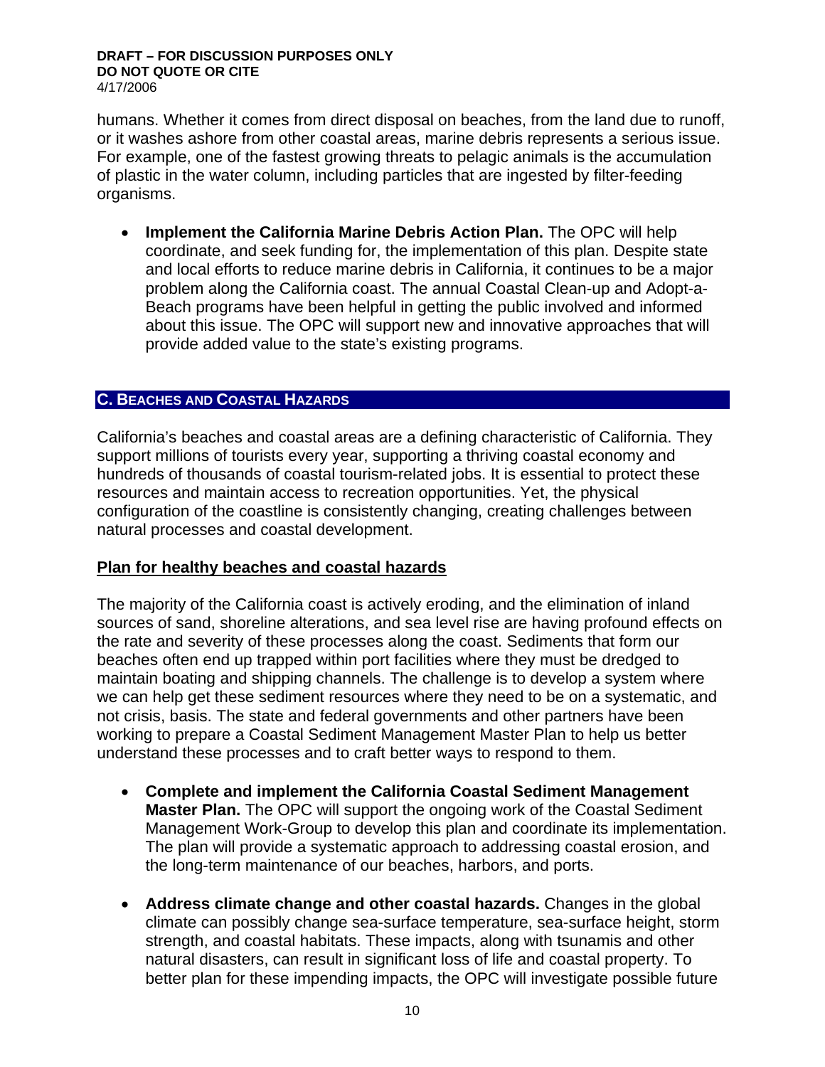humans. Whether it comes from direct disposal on beaches, from the land due to runoff, or it washes ashore from other coastal areas, marine debris represents a serious issue. For example, one of the fastest growing threats to pelagic animals is the accumulation of plastic in the water column, including particles that are ingested by filter-feeding organisms.

- **Implement the California Marine Debris Action Plan.** The OPC will help coordinate, and seek funding for, the implementation of this plan. Despite state and local efforts to reduce marine debris in California, it continues to be a major problem along the California coast. The annual Coastal Clean-up and Adopt-a-Beach programs have been helpful in getting the public involved and informed about this issue. The OPC will support new and innovative approaches that will provide added value to the state's existing programs.

## C. Beaches and Coastal Hazards

California's beaches and coastal areas are a defining characteristic of California. They support millions of tourists every year, supporting a thriving coastal economy and hundreds of thousands of coastal tourism-related jobs. It is essential to protect these resources and maintain access to recreation opportunities. Yet, the physical configuration of the coastline is consistently changing, creating challenges between natural processes and coastal development.

### Plan for healthy beaches and coastal hazards

The majority of the California coast is actively eroding, and the elimination of inland sources of sand, shoreline alterations, and sea level rise are having profound effects on the rate and severity of these processes along the coast. Sediments that form our beaches often end up trapped within port facilities where they must be dredged to maintain boating and shipping channels. The challenge is to develop a system where we can help get these sediment resources where they need to be on a systematic, and not crisis, basis. The state and federal governments and other partners have been working to prepare a Coastal Sediment Management Master Plan to help us better understand these processes and to craft better ways to respond to them.

- **Complete and implement the California Coastal Sediment Management Master Plan.** The OPC will support the ongoing work of the Coastal Sediment Management Work-Group to develop this plan and coordinate its implementation. The plan will provide a systematic approach to addressing coastal erosion, and the long-term maintenance of our beaches, harbors, and ports.

- **Address climate change and other coastal hazards.** Changes in the global climate can possibly change sea-surface temperature, sea-surface height, storm strength, and coastal habitats. These impacts, along with tsunamis and other natural disasters, can result in significant loss of life and coastal property. To better plan for these impending impacts, the OPC will investigate possible future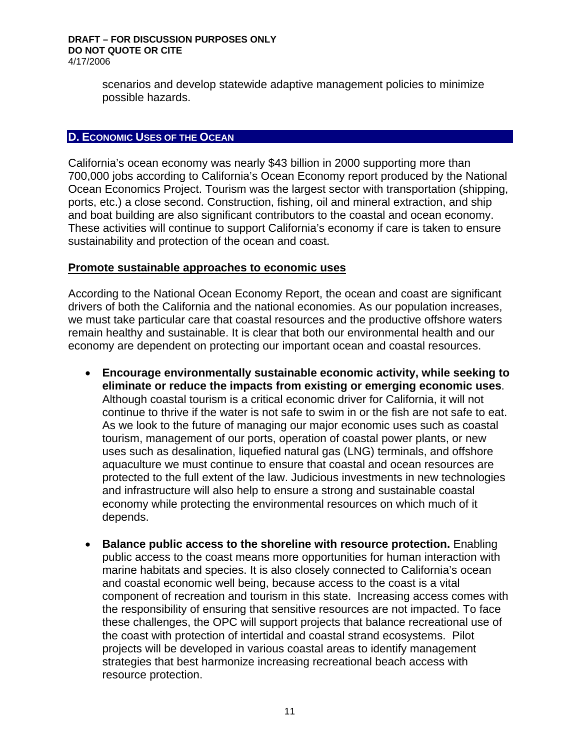scenarios and develop statewide adaptive management policies to minimize possible hazards.

## D. Economic Uses of the Ocean

California's ocean economy was nearly $43 billion in 2000 supporting more than 700,000 jobs according to California's Ocean Economy report produced by the National Ocean Economics Project. Tourism was the largest sector with transportation (shipping, ports, etc.) a close second. Construction, fishing, oil and mineral extraction, and ship and boat building are also significant contributors to the coastal and ocean economy. These activities will continue to support California's economy if care is taken to ensure sustainability and protection of the ocean and coast.

### Promote sustainable approaches to economic uses

According to the National Ocean Economy Report, the ocean and coast are significant drivers of both the California and the national economies. As our population increases, we must take particular care that coastal resources and the productive offshore waters remain healthy and sustainable. It is clear that both our environmental health and our economy are dependent on protecting our important ocean and coastal resources.

- **Encourage environmentally sustainable economic activity, while seeking to eliminate or reduce the impacts from existing or emerging economic uses**. Although coastal tourism is a critical economic driver for California, it will not continue to thrive if the water is not safe to swim in or the fish are not safe to eat. As we look to the future of managing our major economic uses such as coastal tourism, management of our ports, operation of coastal power plants, or new uses such as desalination, liquefied natural gas (LNG) terminals, and offshore aquaculture we must continue to ensure that coastal and ocean resources are protected to the full extent of the law. Judicious investments in new technologies and infrastructure will also help to ensure a strong and sustainable coastal economy while protecting the environmental resources on which much of it depends.

- **Balance public access to the shoreline with resource protection.** Enabling public access to the coast means more opportunities for human interaction with marine habitats and species. It is also closely connected to California's ocean and coastal economic well being, because access to the coast is a vital component of recreation and tourism in this state. Increasing access comes with the responsibility of ensuring that sensitive resources are not impacted. To face these challenges, the OPC will support projects that balance recreational use of the coast with protection of intertidal and coastal strand ecosystems. Pilot projects will be developed in various coastal areas to identify management strategies that best harmonize increasing recreational beach access with resource protection.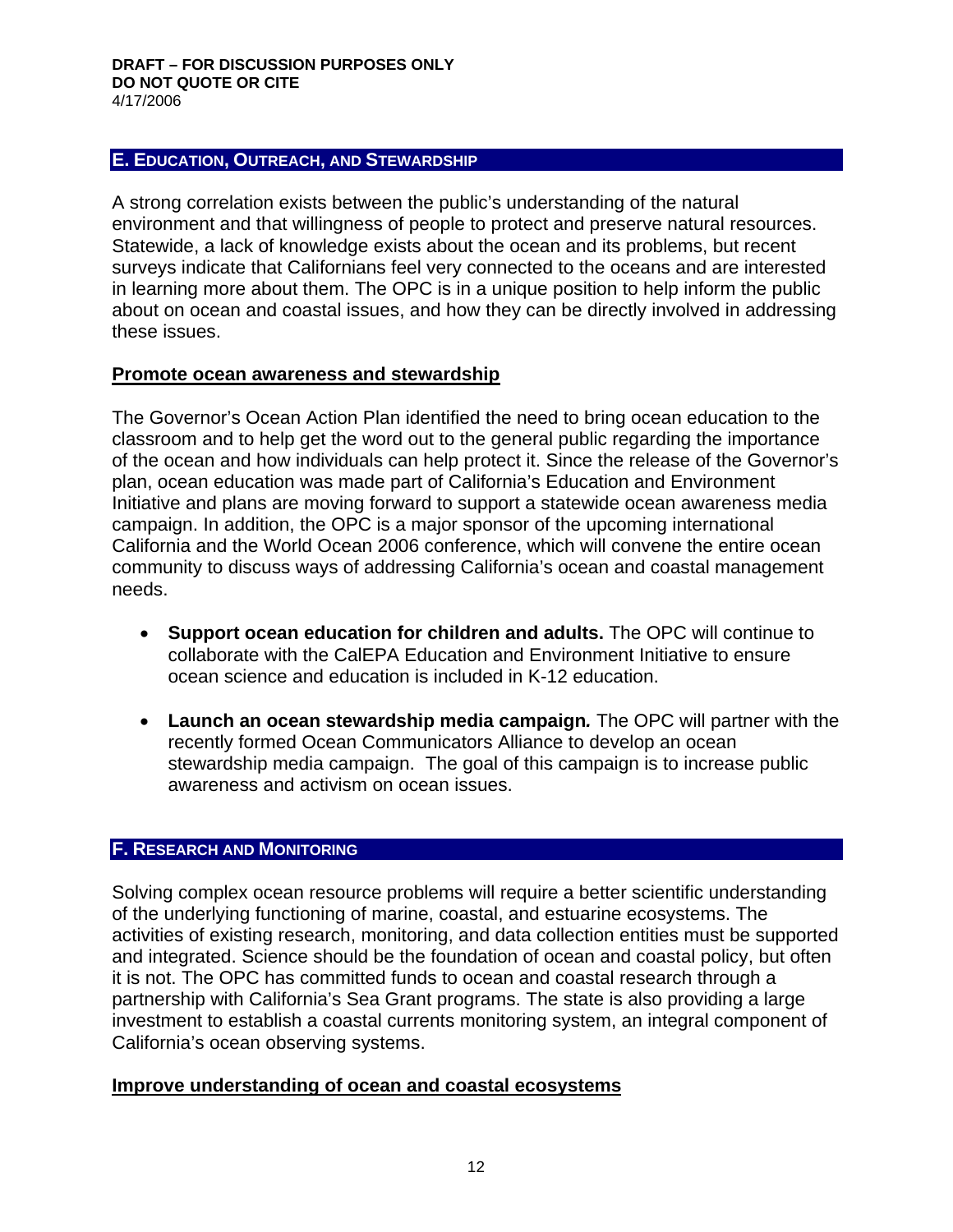**DRAFT – FOR DISCUSSION PURPOSES ONLY**
**DO NOT QUOTE OR CITE**
4/17/2006

## E. EDUCATION, OUTREACH, AND STEWARDSHIP

A strong correlation exists between the public's understanding of the natural environment and that willingness of people to protect and preserve natural resources. Statewide, a lack of knowledge exists about the ocean and its problems, but recent surveys indicate that Californians feel very connected to the oceans and are interested in learning more about them. The OPC is in a unique position to help inform the public about on ocean and coastal issues, and how they can be directly involved in addressing these issues.

### Promote ocean awareness and stewardship

The Governor's Ocean Action Plan identified the need to bring ocean education to the classroom and to help get the word out to the general public regarding the importance of the ocean and how individuals can help protect it. Since the release of the Governor's plan, ocean education was made part of California's Education and Environment Initiative and plans are moving forward to support a statewide ocean awareness media campaign. In addition, the OPC is a major sponsor of the upcoming international California and the World Ocean 2006 conference, which will convene the entire ocean community to discuss ways of addressing California's ocean and coastal management needs.

- **Support ocean education for children and adults.** The OPC will continue to collaborate with the CalEPA Education and Environment Initiative to ensure ocean science and education is included in K-12 education.
- **Launch an ocean stewardship media campaign*.*** The OPC will partner with the recently formed Ocean Communicators Alliance to develop an ocean stewardship media campaign. The goal of this campaign is to increase public awareness and activism on ocean issues.

## F. RESEARCH AND MONITORING

Solving complex ocean resource problems will require a better scientific understanding of the underlying functioning of marine, coastal, and estuarine ecosystems. The activities of existing research, monitoring, and data collection entities must be supported and integrated. Science should be the foundation of ocean and coastal policy, but often it is not. The OPC has committed funds to ocean and coastal research through a partnership with California's Sea Grant programs. The state is also providing a large investment to establish a coastal currents monitoring system, an integral component of California's ocean observing systems.

### Improve understanding of ocean and coastal ecosystems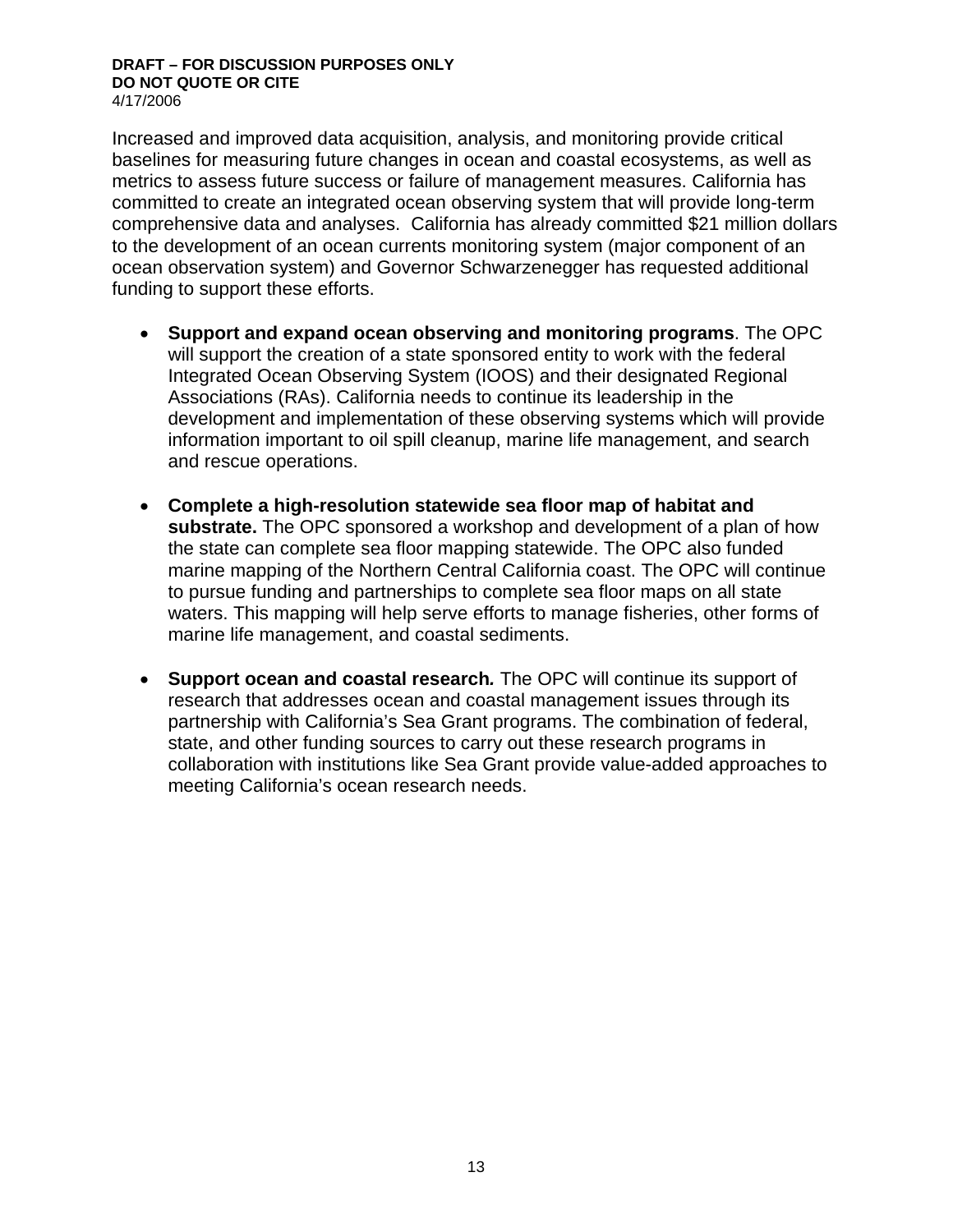Increased and improved data acquisition, analysis, and monitoring provide critical baselines for measuring future changes in ocean and coastal ecosystems, as well as metrics to assess future success or failure of management measures. California has committed to create an integrated ocean observing system that will provide long-term comprehensive data and analyses. California has already committed $21 million dollars to the development of an ocean currents monitoring system (major component of an ocean observation system) and Governor Schwarzenegger has requested additional funding to support these efforts.

- **Support and expand ocean observing and monitoring programs**. The OPC will support the creation of a state sponsored entity to work with the federal Integrated Ocean Observing System (IOOS) and their designated Regional Associations (RAs). California needs to continue its leadership in the development and implementation of these observing systems which will provide information important to oil spill cleanup, marine life management, and search and rescue operations.

- **Complete a high-resolution statewide sea floor map of habitat and substrate.** The OPC sponsored a workshop and development of a plan of how the state can complete sea floor mapping statewide. The OPC also funded marine mapping of the Northern Central California coast. The OPC will continue to pursue funding and partnerships to complete sea floor maps on all state waters. This mapping will help serve efforts to manage fisheries, other forms of marine life management, and coastal sediments.

- ***Support ocean and coastal research.*** The OPC will continue its support of research that addresses ocean and coastal management issues through its partnership with California's Sea Grant programs. The combination of federal, state, and other funding sources to carry out these research programs in collaboration with institutions like Sea Grant provide value-added approaches to meeting California's ocean research needs.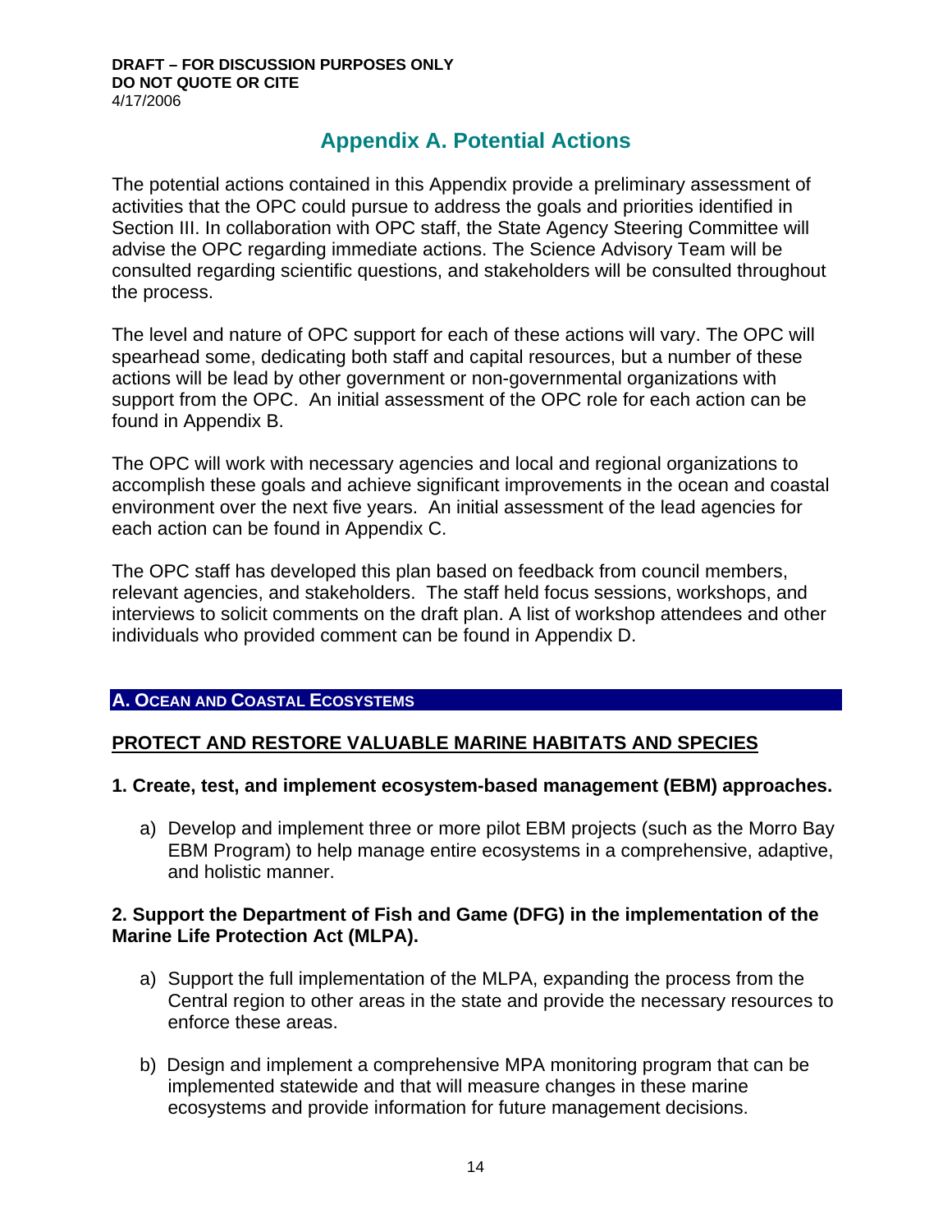**DRAFT – FOR DISCUSSION PURPOSES ONLY**
**DO NOT QUOTE OR CITE**
4/17/2006

# Appendix A. Potential Actions

The potential actions contained in this Appendix provide a preliminary assessment of activities that the OPC could pursue to address the goals and priorities identified in Section III. In collaboration with OPC staff, the State Agency Steering Committee will advise the OPC regarding immediate actions. The Science Advisory Team will be consulted regarding scientific questions, and stakeholders will be consulted throughout the process.

The level and nature of OPC support for each of these actions will vary. The OPC will spearhead some, dedicating both staff and capital resources, but a number of these actions will be lead by other government or non-governmental organizations with support from the OPC. An initial assessment of the OPC role for each action can be found in Appendix B.

The OPC will work with necessary agencies and local and regional organizations to accomplish these goals and achieve significant improvements in the ocean and coastal environment over the next five years. An initial assessment of the lead agencies for each action can be found in Appendix C.

The OPC staff has developed this plan based on feedback from council members, relevant agencies, and stakeholders. The staff held focus sessions, workshops, and interviews to solicit comments on the draft plan. A list of workshop attendees and other individuals who provided comment can be found in Appendix D.

## A. Ocean and Coastal Ecosystems

### PROTECT AND RESTORE VALUABLE MARINE HABITATS AND SPECIES

**1. Create, test, and implement ecosystem-based management (EBM) approaches.**

a) Develop and implement three or more pilot EBM projects (such as the Morro Bay EBM Program) to help manage entire ecosystems in a comprehensive, adaptive, and holistic manner.

**2. Support the Department of Fish and Game (DFG) in the implementation of the Marine Life Protection Act (MLPA).**

a) Support the full implementation of the MLPA, expanding the process from the Central region to other areas in the state and provide the necessary resources to enforce these areas.

b) Design and implement a comprehensive MPA monitoring program that can be implemented statewide and that will measure changes in these marine ecosystems and provide information for future management decisions.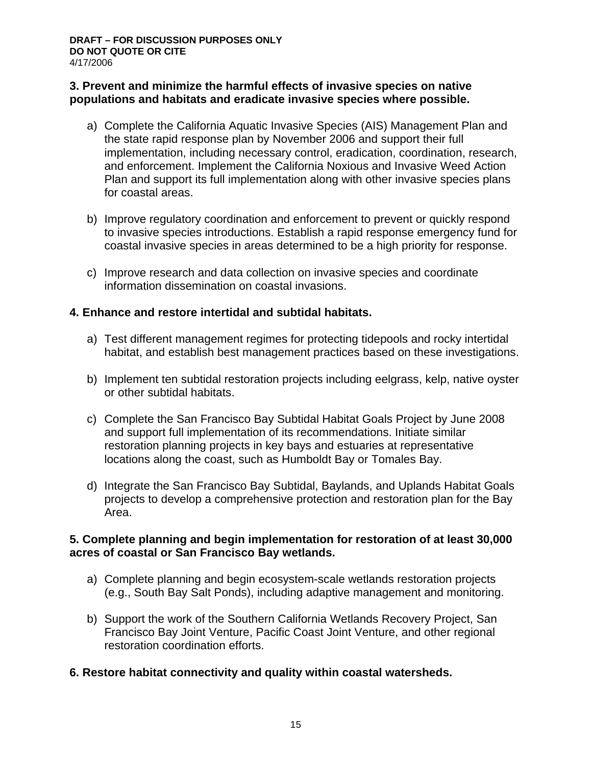**3. Prevent and minimize the harmful effects of invasive species on native populations and habitats and eradicate invasive species where possible.**

a) Complete the California Aquatic Invasive Species (AIS) Management Plan and the state rapid response plan by November 2006 and support their full implementation, including necessary control, eradication, coordination, research, and enforcement. Implement the California Noxious and Invasive Weed Action Plan and support its full implementation along with other invasive species plans for coastal areas.

b) Improve regulatory coordination and enforcement to prevent or quickly respond to invasive species introductions. Establish a rapid response emergency fund for coastal invasive species in areas determined to be a high priority for response.

c) Improve research and data collection on invasive species and coordinate information dissemination on coastal invasions.

**4. Enhance and restore intertidal and subtidal habitats.**

a) Test different management regimes for protecting tidepools and rocky intertidal habitat, and establish best management practices based on these investigations.

b) Implement ten subtidal restoration projects including eelgrass, kelp, native oyster or other subtidal habitats.

c) Complete the San Francisco Bay Subtidal Habitat Goals Project by June 2008 and support full implementation of its recommendations. Initiate similar restoration planning projects in key bays and estuaries at representative locations along the coast, such as Humboldt Bay or Tomales Bay.

d) Integrate the San Francisco Bay Subtidal, Baylands, and Uplands Habitat Goals projects to develop a comprehensive protection and restoration plan for the Bay Area.

**5. Complete planning and begin implementation for restoration of at least 30,000 acres of coastal or San Francisco Bay wetlands.**

a) Complete planning and begin ecosystem-scale wetlands restoration projects (e.g., South Bay Salt Ponds), including adaptive management and monitoring.

b) Support the work of the Southern California Wetlands Recovery Project, San Francisco Bay Joint Venture, Pacific Coast Joint Venture, and other regional restoration coordination efforts.

**6. Restore habitat connectivity and quality within coastal watersheds.**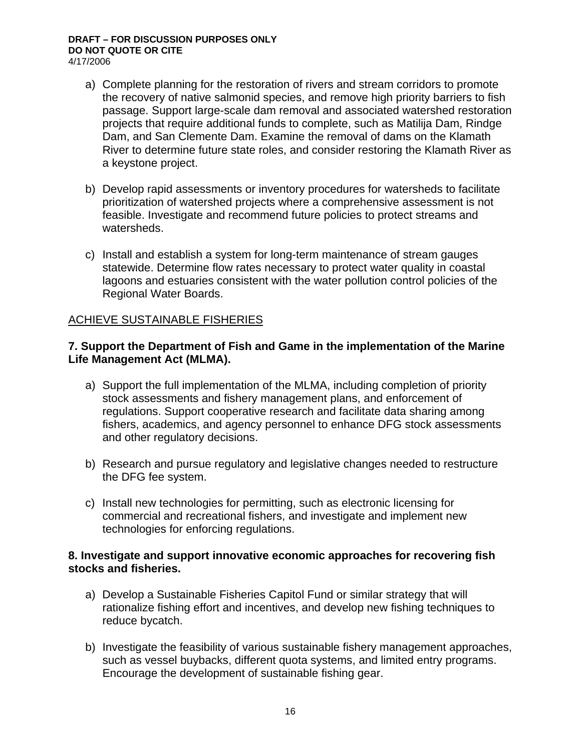a) Complete planning for the restoration of rivers and stream corridors to promote the recovery of native salmonid species, and remove high priority barriers to fish passage. Support large-scale dam removal and associated watershed restoration projects that require additional funds to complete, such as Matilija Dam, Rindge Dam, and San Clemente Dam. Examine the removal of dams on the Klamath River to determine future state roles, and consider restoring the Klamath River as a keystone project.

b) Develop rapid assessments or inventory procedures for watersheds to facilitate prioritization of watershed projects where a comprehensive assessment is not feasible. Investigate and recommend future policies to protect streams and watersheds.

c) Install and establish a system for long-term maintenance of stream gauges statewide. Determine flow rates necessary to protect water quality in coastal lagoons and estuaries consistent with the water pollution control policies of the Regional Water Boards.

## ACHIEVE SUSTAINABLE FISHERIES

**7. Support the Department of Fish and Game in the implementation of the Marine Life Management Act (MLMA).**

a) Support the full implementation of the MLMA, including completion of priority stock assessments and fishery management plans, and enforcement of regulations. Support cooperative research and facilitate data sharing among fishers, academics, and agency personnel to enhance DFG stock assessments and other regulatory decisions.

b) Research and pursue regulatory and legislative changes needed to restructure the DFG fee system.

c) Install new technologies for permitting, such as electronic licensing for commercial and recreational fishers, and investigate and implement new technologies for enforcing regulations.

**8. Investigate and support innovative economic approaches for recovering fish stocks and fisheries.**

a) Develop a Sustainable Fisheries Capitol Fund or similar strategy that will rationalize fishing effort and incentives, and develop new fishing techniques to reduce bycatch.

b) Investigate the feasibility of various sustainable fishery management approaches, such as vessel buybacks, different quota systems, and limited entry programs. Encourage the development of sustainable fishing gear.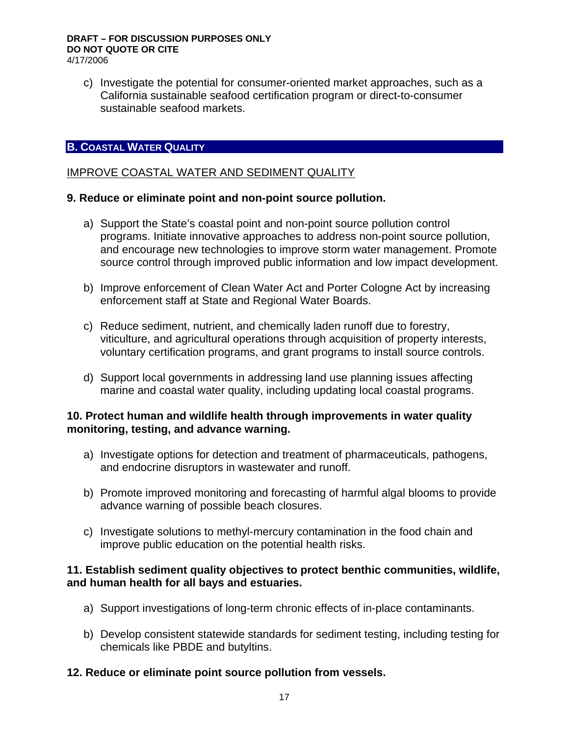c) Investigate the potential for consumer-oriented market approaches, such as a California sustainable seafood certification program or direct-to-consumer sustainable seafood markets.

## B. COASTAL WATER QUALITY

IMPROVE COASTAL WATER AND SEDIMENT QUALITY

**9. Reduce or eliminate point and non-point source pollution.**

a) Support the State's coastal point and non-point source pollution control programs. Initiate innovative approaches to address non-point source pollution, and encourage new technologies to improve storm water management. Promote source control through improved public information and low impact development.

b) Improve enforcement of Clean Water Act and Porter Cologne Act by increasing enforcement staff at State and Regional Water Boards.

c) Reduce sediment, nutrient, and chemically laden runoff due to forestry, viticulture, and agricultural operations through acquisition of property interests, voluntary certification programs, and grant programs to install source controls.

d) Support local governments in addressing land use planning issues affecting marine and coastal water quality, including updating local coastal programs.

**10. Protect human and wildlife health through improvements in water quality monitoring, testing, and advance warning.**

a) Investigate options for detection and treatment of pharmaceuticals, pathogens, and endocrine disruptors in wastewater and runoff.

b) Promote improved monitoring and forecasting of harmful algal blooms to provide advance warning of possible beach closures.

c) Investigate solutions to methyl-mercury contamination in the food chain and improve public education on the potential health risks.

**11. Establish sediment quality objectives to protect benthic communities, wildlife, and human health for all bays and estuaries.**

a) Support investigations of long-term chronic effects of in-place contaminants.

b) Develop consistent statewide standards for sediment testing, including testing for chemicals like PBDE and butyltins.

**12. Reduce or eliminate point source pollution from vessels.**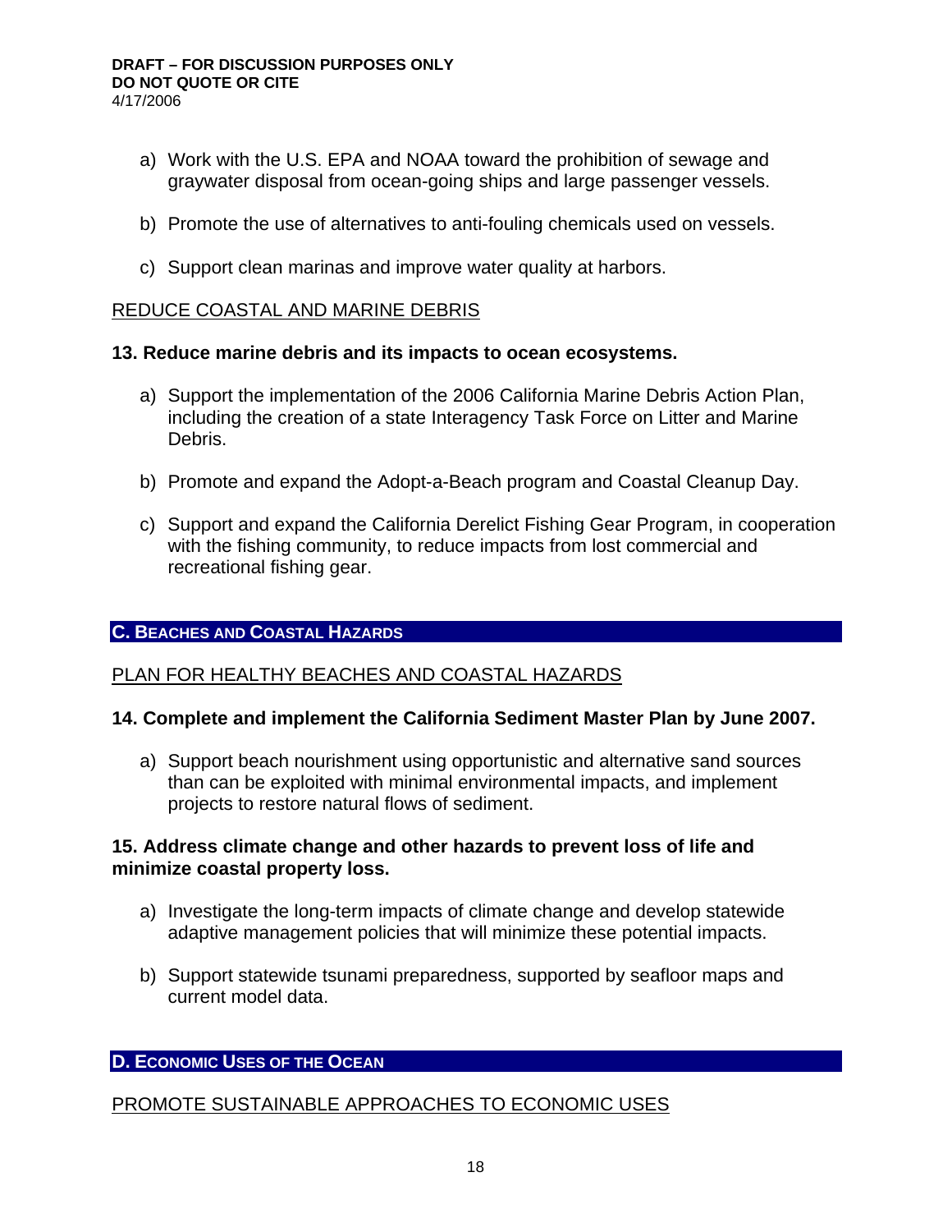a) Work with the U.S. EPA and NOAA toward the prohibition of sewage and graywater disposal from ocean-going ships and large passenger vessels.

b) Promote the use of alternatives to anti-fouling chemicals used on vessels.

c) Support clean marinas and improve water quality at harbors.

<u>REDUCE COASTAL AND MARINE DEBRIS</u>

**13. Reduce marine debris and its impacts to ocean ecosystems.**

a) Support the implementation of the 2006 California Marine Debris Action Plan, including the creation of a state Interagency Task Force on Litter and Marine Debris.

b) Promote and expand the Adopt-a-Beach program and Coastal Cleanup Day.

c) Support and expand the California Derelict Fishing Gear Program, in cooperation with the fishing community, to reduce impacts from lost commercial and recreational fishing gear.

## C. Beaches and Coastal Hazards

<u>PLAN FOR HEALTHY BEACHES AND COASTAL HAZARDS</u>

**14. Complete and implement the California Sediment Master Plan by June 2007.**

a) Support beach nourishment using opportunistic and alternative sand sources than can be exploited with minimal environmental impacts, and implement projects to restore natural flows of sediment.

**15. Address climate change and other hazards to prevent loss of life and minimize coastal property loss.**

a) Investigate the long-term impacts of climate change and develop statewide adaptive management policies that will minimize these potential impacts.

b) Support statewide tsunami preparedness, supported by seafloor maps and current model data.

## D. Economic Uses of the Ocean

<u>PROMOTE SUSTAINABLE APPROACHES TO ECONOMIC USES</u>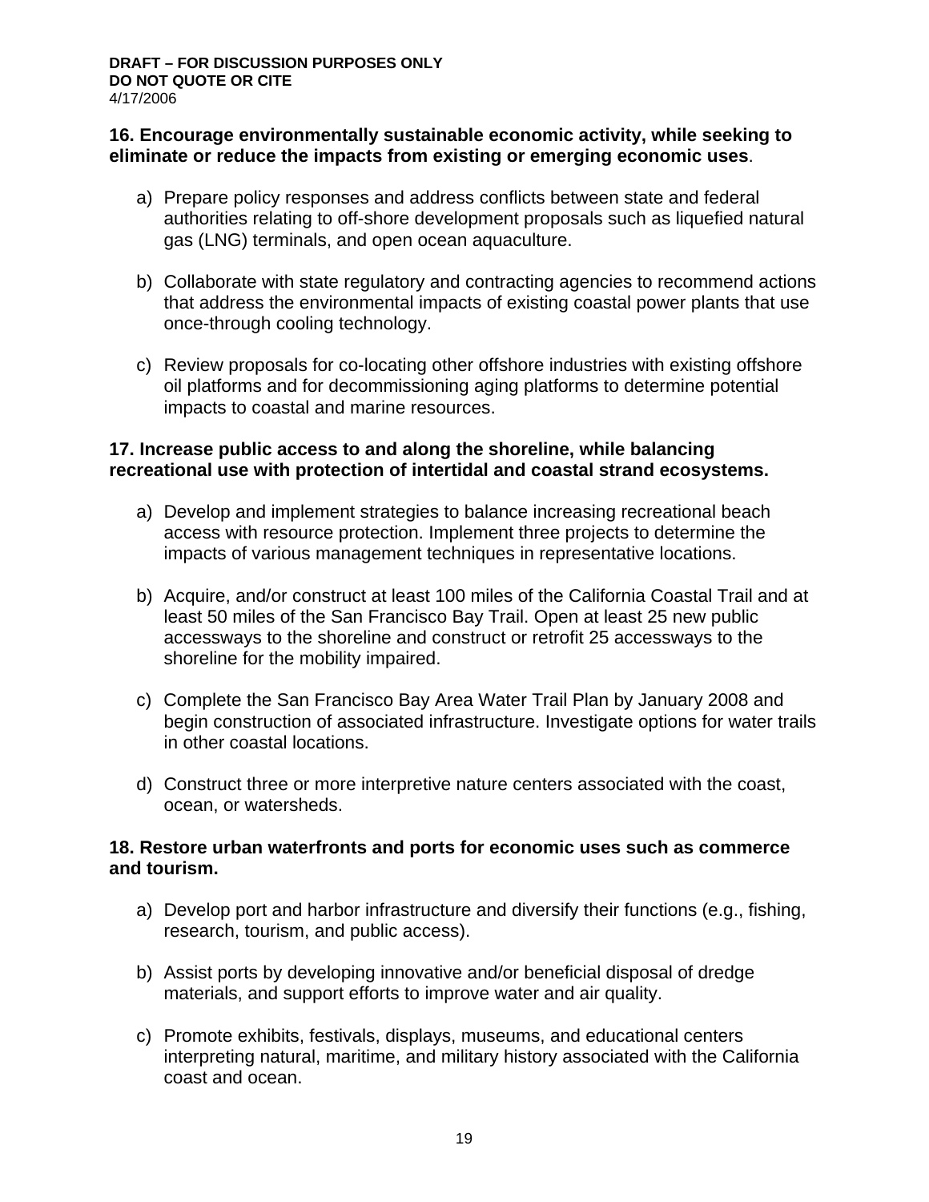**16. Encourage environmentally sustainable economic activity, while seeking to eliminate or reduce the impacts from existing or emerging economic uses**.

a) Prepare policy responses and address conflicts between state and federal authorities relating to off-shore development proposals such as liquefied natural gas (LNG) terminals, and open ocean aquaculture.

b) Collaborate with state regulatory and contracting agencies to recommend actions that address the environmental impacts of existing coastal power plants that use once-through cooling technology.

c) Review proposals for co-locating other offshore industries with existing offshore oil platforms and for decommissioning aging platforms to determine potential impacts to coastal and marine resources.

**17. Increase public access to and along the shoreline, while balancing recreational use with protection of intertidal and coastal strand ecosystems.**

a) Develop and implement strategies to balance increasing recreational beach access with resource protection. Implement three projects to determine the impacts of various management techniques in representative locations.

b) Acquire, and/or construct at least 100 miles of the California Coastal Trail and at least 50 miles of the San Francisco Bay Trail. Open at least 25 new public accessways to the shoreline and construct or retrofit 25 accessways to the shoreline for the mobility impaired.

c) Complete the San Francisco Bay Area Water Trail Plan by January 2008 and begin construction of associated infrastructure. Investigate options for water trails in other coastal locations.

d) Construct three or more interpretive nature centers associated with the coast, ocean, or watersheds.

**18. Restore urban waterfronts and ports for economic uses such as commerce and tourism.**

a) Develop port and harbor infrastructure and diversify their functions (e.g., fishing, research, tourism, and public access).

b) Assist ports by developing innovative and/or beneficial disposal of dredge materials, and support efforts to improve water and air quality.

c) Promote exhibits, festivals, displays, museums, and educational centers interpreting natural, maritime, and military history associated with the California coast and ocean.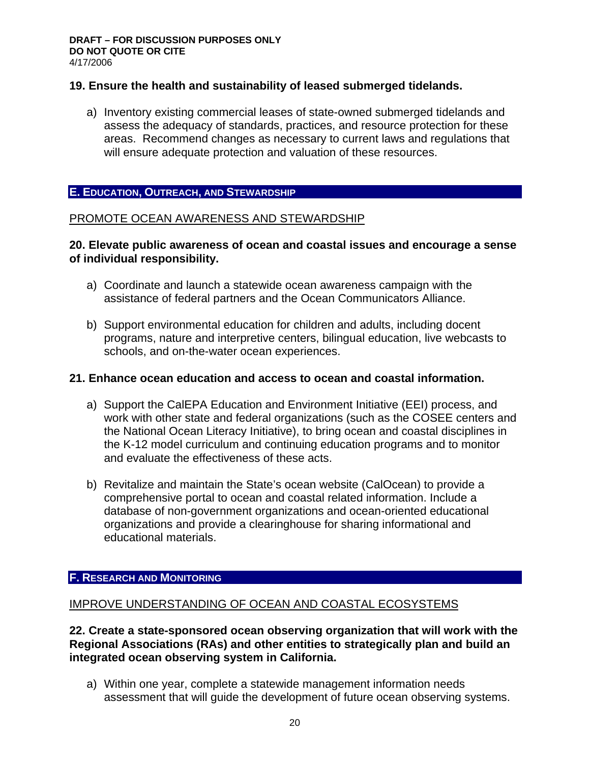**19. Ensure the health and sustainability of leased submerged tidelands.**

a) Inventory existing commercial leases of state-owned submerged tidelands and assess the adequacy of standards, practices, and resource protection for these areas. Recommend changes as necessary to current laws and regulations that will ensure adequate protection and valuation of these resources.

## E. Education, Outreach, and Stewardship

### PROMOTE OCEAN AWARENESS AND STEWARDSHIP

**20. Elevate public awareness of ocean and coastal issues and encourage a sense of individual responsibility.**

a) Coordinate and launch a statewide ocean awareness campaign with the assistance of federal partners and the Ocean Communicators Alliance.

b) Support environmental education for children and adults, including docent programs, nature and interpretive centers, bilingual education, live webcasts to schools, and on-the-water ocean experiences.

**21. Enhance ocean education and access to ocean and coastal information.**

a) Support the CalEPA Education and Environment Initiative (EEI) process, and work with other state and federal organizations (such as the COSEE centers and the National Ocean Literacy Initiative), to bring ocean and coastal disciplines in the K-12 model curriculum and continuing education programs and to monitor and evaluate the effectiveness of these acts.

b) Revitalize and maintain the State's ocean website (CalOcean) to provide a comprehensive portal to ocean and coastal related information. Include a database of non-government organizations and ocean-oriented educational organizations and provide a clearinghouse for sharing informational and educational materials.

## F. Research and Monitoring

### IMPROVE UNDERSTANDING OF OCEAN AND COASTAL ECOSYSTEMS

**22. Create a state-sponsored ocean observing organization that will work with the Regional Associations (RAs) and other entities to strategically plan and build an integrated ocean observing system in California.**

a) Within one year, complete a statewide management information needs assessment that will guide the development of future ocean observing systems.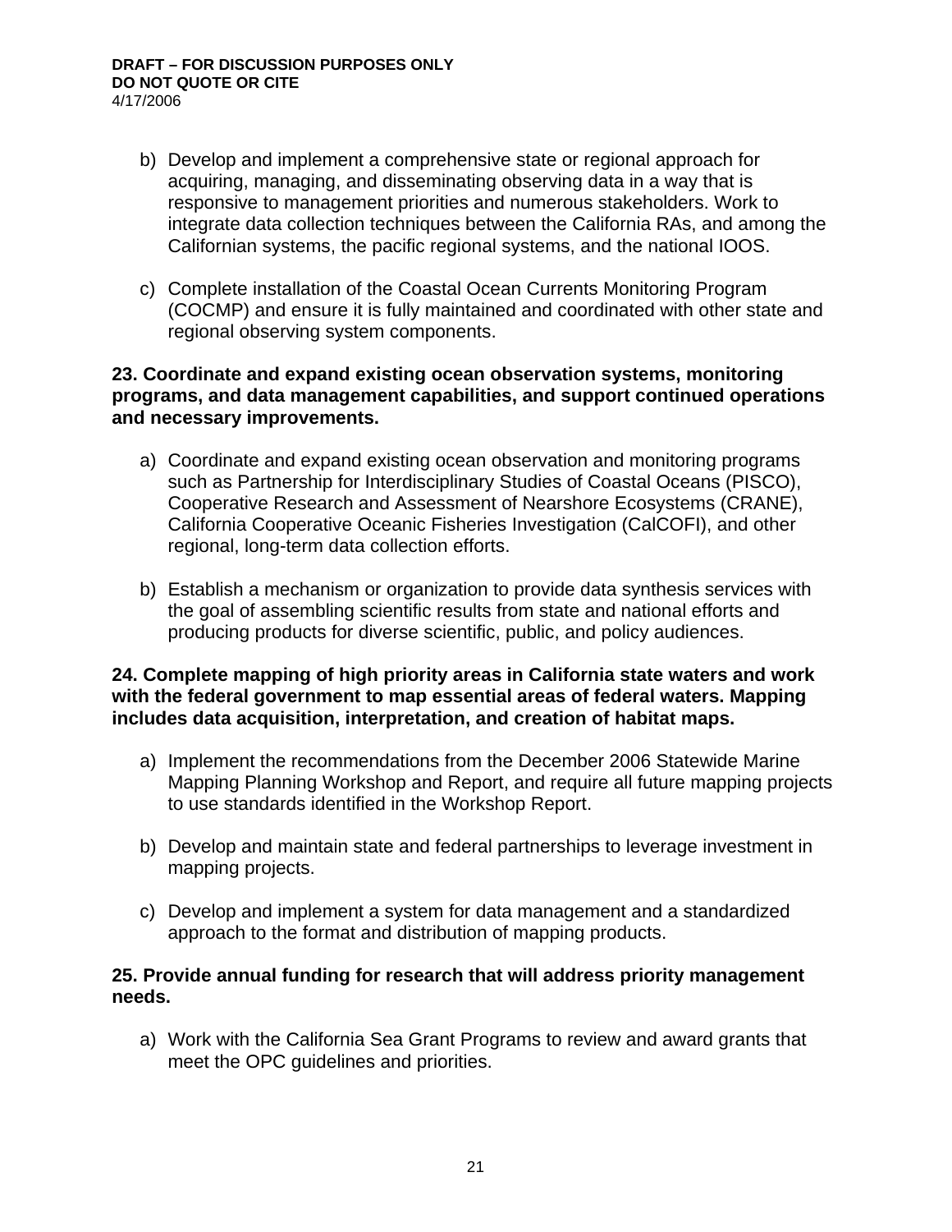**DRAFT – FOR DISCUSSION PURPOSES ONLY**
**DO NOT QUOTE OR CITE**
4/17/2006

b) Develop and implement a comprehensive state or regional approach for acquiring, managing, and disseminating observing data in a way that is responsive to management priorities and numerous stakeholders. Work to integrate data collection techniques between the California RAs, and among the Californian systems, the pacific regional systems, and the national IOOS.

c) Complete installation of the Coastal Ocean Currents Monitoring Program (COCMP) and ensure it is fully maintained and coordinated with other state and regional observing system components.

**23. Coordinate and expand existing ocean observation systems, monitoring programs, and data management capabilities, and support continued operations and necessary improvements.**

a) Coordinate and expand existing ocean observation and monitoring programs such as Partnership for Interdisciplinary Studies of Coastal Oceans (PISCO), Cooperative Research and Assessment of Nearshore Ecosystems (CRANE), California Cooperative Oceanic Fisheries Investigation (CalCOFI), and other regional, long-term data collection efforts.

b) Establish a mechanism or organization to provide data synthesis services with the goal of assembling scientific results from state and national efforts and producing products for diverse scientific, public, and policy audiences.

**24. Complete mapping of high priority areas in California state waters and work with the federal government to map essential areas of federal waters. Mapping includes data acquisition, interpretation, and creation of habitat maps.**

a) Implement the recommendations from the December 2006 Statewide Marine Mapping Planning Workshop and Report, and require all future mapping projects to use standards identified in the Workshop Report.

b) Develop and maintain state and federal partnerships to leverage investment in mapping projects.

c) Develop and implement a system for data management and a standardized approach to the format and distribution of mapping products.

**25. Provide annual funding for research that will address priority management needs.**

a) Work with the California Sea Grant Programs to review and award grants that meet the OPC guidelines and priorities.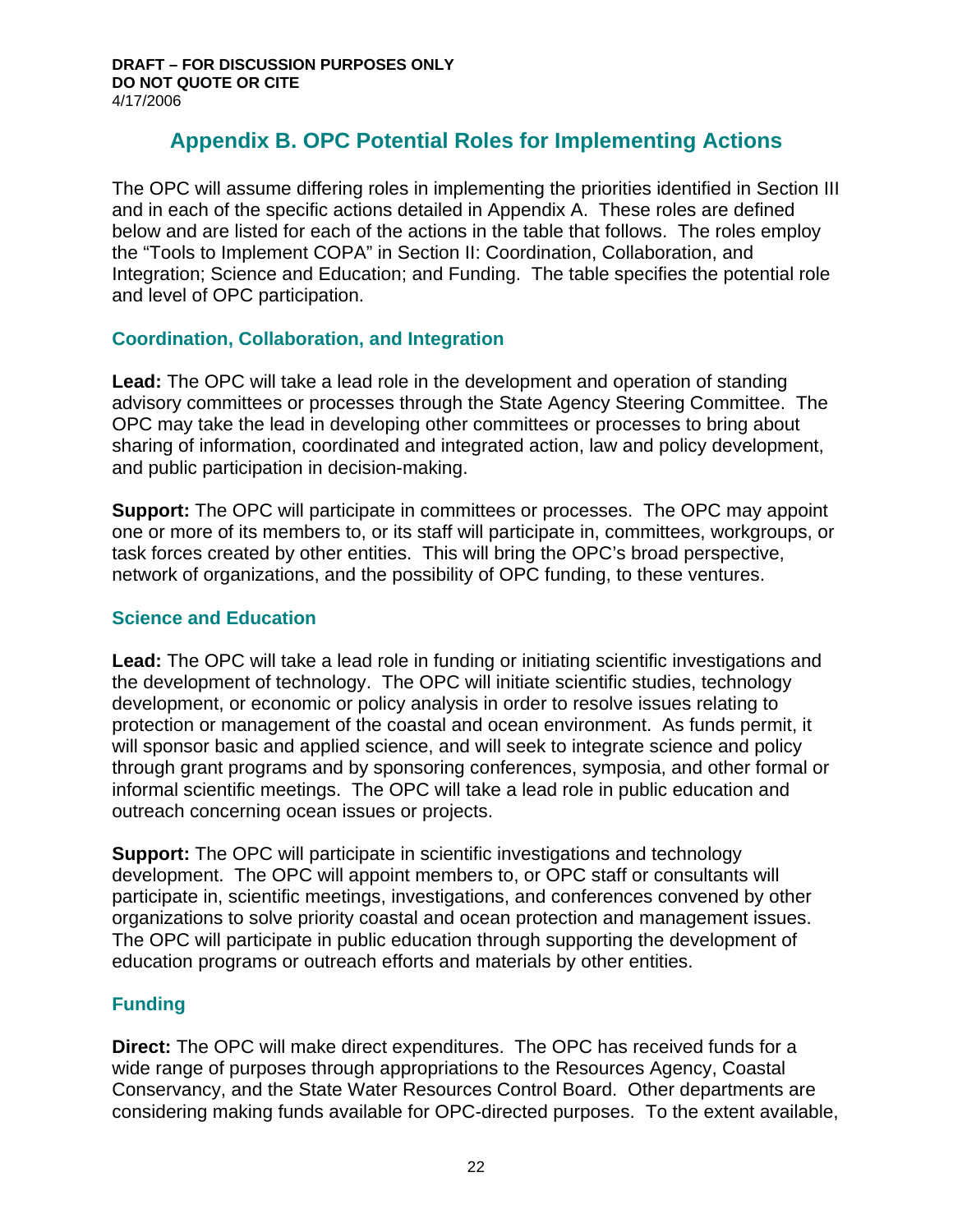DRAFT – FOR DISCUSSION PURPOSES ONLY
DO NOT QUOTE OR CITE
4/17/2006

# Appendix B. OPC Potential Roles for Implementing Actions

The OPC will assume differing roles in implementing the priorities identified in Section III and in each of the specific actions detailed in Appendix A. These roles are defined below and are listed for each of the actions in the table that follows. The roles employ the "Tools to Implement COPA" in Section II: Coordination, Collaboration, and Integration; Science and Education; and Funding. The table specifies the potential role and level of OPC participation.

## Coordination, Collaboration, and Integration

**Lead:** The OPC will take a lead role in the development and operation of standing advisory committees or processes through the State Agency Steering Committee. The OPC may take the lead in developing other committees or processes to bring about sharing of information, coordinated and integrated action, law and policy development, and public participation in decision-making.

**Support:** The OPC will participate in committees or processes. The OPC may appoint one or more of its members to, or its staff will participate in, committees, workgroups, or task forces created by other entities. This will bring the OPC's broad perspective, network of organizations, and the possibility of OPC funding, to these ventures.

## Science and Education

**Lead:** The OPC will take a lead role in funding or initiating scientific investigations and the development of technology. The OPC will initiate scientific studies, technology development, or economic or policy analysis in order to resolve issues relating to protection or management of the coastal and ocean environment. As funds permit, it will sponsor basic and applied science, and will seek to integrate science and policy through grant programs and by sponsoring conferences, symposia, and other formal or informal scientific meetings. The OPC will take a lead role in public education and outreach concerning ocean issues or projects.

**Support:** The OPC will participate in scientific investigations and technology development. The OPC will appoint members to, or OPC staff or consultants will participate in, scientific meetings, investigations, and conferences convened by other organizations to solve priority coastal and ocean protection and management issues. The OPC will participate in public education through supporting the development of education programs or outreach efforts and materials by other entities.

## Funding

**Direct:** The OPC will make direct expenditures. The OPC has received funds for a wide range of purposes through appropriations to the Resources Agency, Coastal Conservancy, and the State Water Resources Control Board. Other departments are considering making funds available for OPC-directed purposes. To the extent available,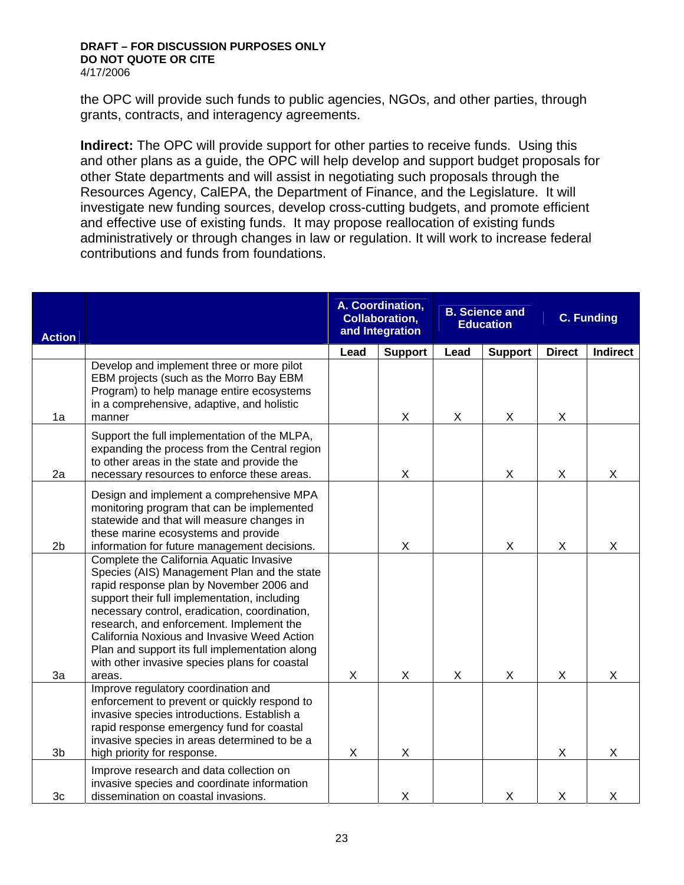**DRAFT – FOR DISCUSSION PURPOSES ONLY**
**DO NOT QUOTE OR CITE**
4/17/2006

the OPC will provide such funds to public agencies, NGOs, and other parties, through grants, contracts, and interagency agreements.

**Indirect:** The OPC will provide support for other parties to receive funds. Using this and other plans as a guide, the OPC will help develop and support budget proposals for other State departments and will assist in negotiating such proposals through the Resources Agency, CalEPA, the Department of Finance, and the Legislature. It will investigate new funding sources, develop cross-cutting budgets, and promote efficient and effective use of existing funds. It may propose reallocation of existing funds administratively or through changes in law or regulation. It will work to increase federal contributions and funds from foundations.

| Action | | A. Coordination, Collaboration, and Integration | | B. Science and Education | | C. Funding | |
|---|---|---|---|---|---|---|---|
| | | Lead | Support | Lead | Support | Direct | Indirect |
| 1a | Develop and implement three or more pilot EBM projects (such as the Morro Bay EBM Program) to help manage entire ecosystems in a comprehensive, adaptive, and holistic manner | | X | X | X | X | |
| 2a | Support the full implementation of the MLPA, expanding the process from the Central region to other areas in the state and provide the necessary resources to enforce these areas. | | X | | X | X | X |
| 2b | Design and implement a comprehensive MPA monitoring program that can be implemented statewide and that will measure changes in these marine ecosystems and provide information for future management decisions. | | X | | X | X | X |
| 3a | Complete the California Aquatic Invasive Species (AIS) Management Plan and the state rapid response plan by November 2006 and support their full implementation, including necessary control, eradication, coordination, research, and enforcement. Implement the California Noxious and Invasive Weed Action Plan and support its full implementation along with other invasive species plans for coastal areas. | X | X | X | X | X | X |
| 3b | Improve regulatory coordination and enforcement to prevent or quickly respond to invasive species introductions. Establish a rapid response emergency fund for coastal invasive species in areas determined to be a high priority for response. | X | X | | | X | X |
| 3c | Improve research and data collection on invasive species and coordinate information dissemination on coastal invasions. | | X | | X | X | X |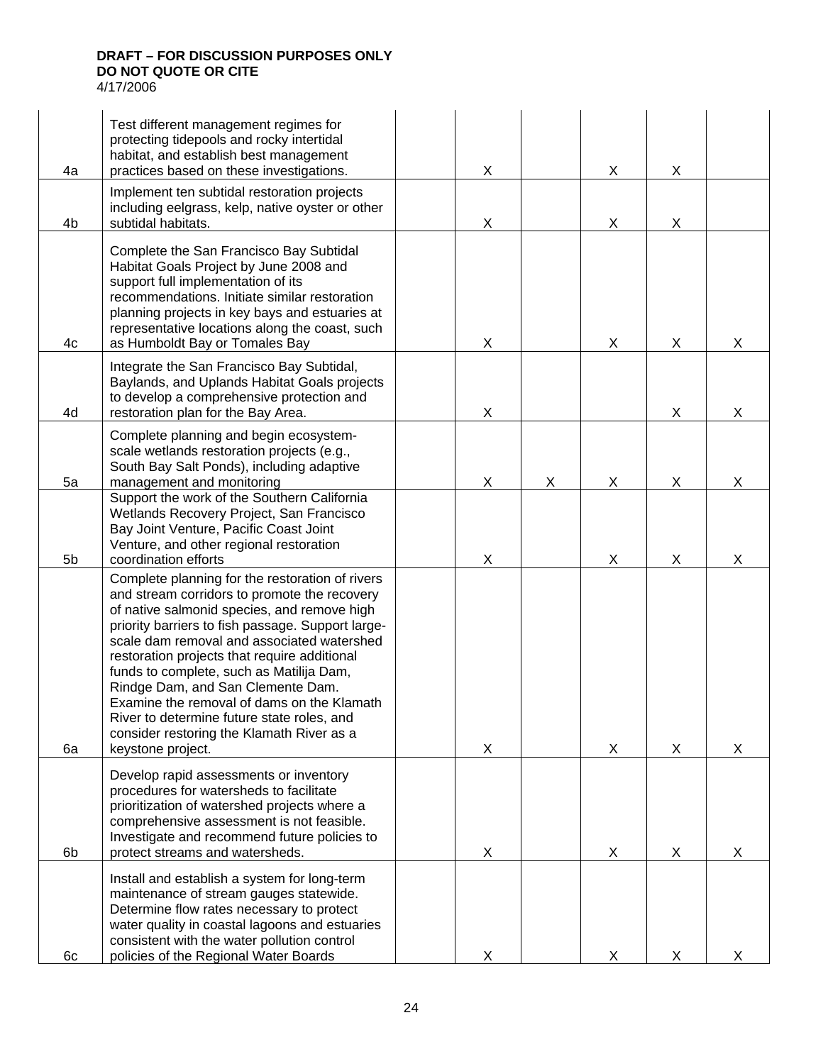| | | | | | | | |
|---|---|---|---|---|---|---|---|
| 4a | Test different management regimes for protecting tidepools and rocky intertidal habitat, and establish best management practices based on these investigations. | | X | | X | X | |
| 4b | Implement ten subtidal restoration projects including eelgrass, kelp, native oyster or other subtidal habitats. | | X | | X | X | |
| 4c | Complete the San Francisco Bay Subtidal Habitat Goals Project by June 2008 and support full implementation of its recommendations. Initiate similar restoration planning projects in key bays and estuaries at representative locations along the coast, such as Humboldt Bay or Tomales Bay | | X | | X | X | X |
| 4d | Integrate the San Francisco Bay Subtidal, Baylands, and Uplands Habitat Goals projects to develop a comprehensive protection and restoration plan for the Bay Area. | | X | | | X | X |
| 5a | Complete planning and begin ecosystem-scale wetlands restoration projects (e.g., South Bay Salt Ponds), including adaptive management and monitoring | | X | X | X | X | X |
| 5b | Support the work of the Southern California Wetlands Recovery Project, San Francisco Bay Joint Venture, Pacific Coast Joint Venture, and other regional restoration coordination efforts | | X | | X | X | X |
| 6a | Complete planning for the restoration of rivers and stream corridors to promote the recovery of native salmonid species, and remove high priority barriers to fish passage. Support large-scale dam removal and associated watershed restoration projects that require additional funds to complete, such as Matilija Dam, Rindge Dam, and San Clemente Dam. Examine the removal of dams on the Klamath River to determine future state roles, and consider restoring the Klamath River as a keystone project. | | X | | X | X | X |
| 6b | Develop rapid assessments or inventory procedures for watersheds to facilitate prioritization of watershed projects where a comprehensive assessment is not feasible. Investigate and recommend future policies to protect streams and watersheds. | | X | | X | X | X |
| 6c | Install and establish a system for long-term maintenance of stream gauges statewide. Determine flow rates necessary to protect water quality in coastal lagoons and estuaries consistent with the water pollution control policies of the Regional Water Boards | | X | | X | X | X |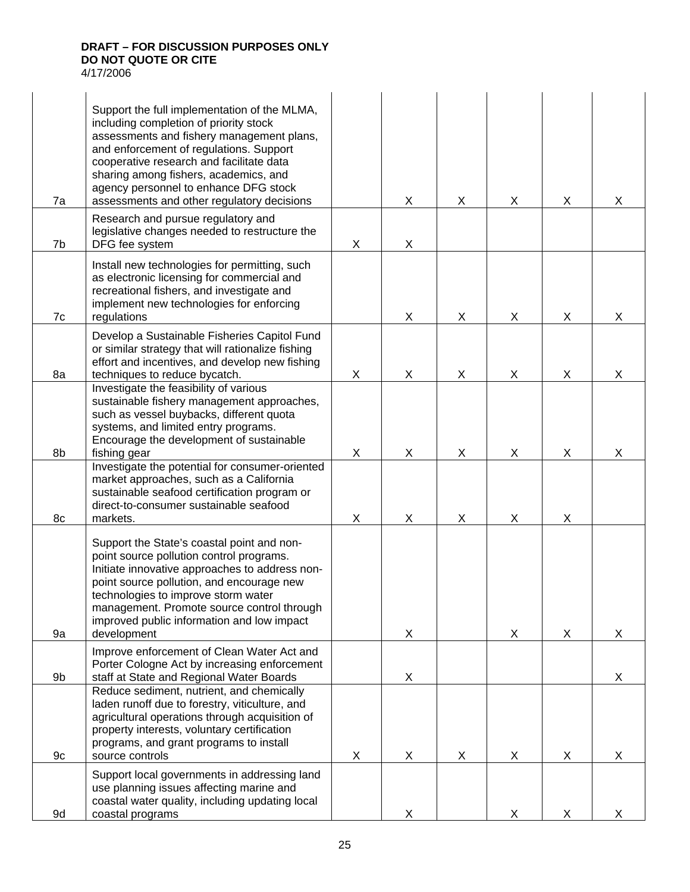**DRAFT – FOR DISCUSSION PURPOSES ONLY**
**DO NOT QUOTE OR CITE**
4/17/2006

| | | | | | | | |
|---|---|---|---|---|---|---|---|
| 7a | Support the full implementation of the MLMA, including completion of priority stock assessments and fishery management plans, and enforcement of regulations. Support cooperative research and facilitate data sharing among fishers, academics, and agency personnel to enhance DFG stock assessments and other regulatory decisions | | X | X | X | X | X |
| 7b | Research and pursue regulatory and legislative changes needed to restructure the DFG fee system | X | X | | | | |
| 7c | Install new technologies for permitting, such as electronic licensing for commercial and recreational fishers, and investigate and implement new technologies for enforcing regulations | | X | X | X | X | X |
| 8a | Develop a Sustainable Fisheries Capitol Fund or similar strategy that will rationalize fishing effort and incentives, and develop new fishing techniques to reduce bycatch. | X | X | X | X | X | X |
| 8b | Investigate the feasibility of various sustainable fishery management approaches, such as vessel buybacks, different quota systems, and limited entry programs. Encourage the development of sustainable fishing gear | X | X | X | X | X | X |
| 8c | Investigate the potential for consumer-oriented market approaches, such as a California sustainable seafood certification program or direct-to-consumer sustainable seafood markets. | X | X | X | X | X | |
| 9a | Support the State's coastal point and non-point source pollution control programs. Initiate innovative approaches to address non-point source pollution, and encourage new technologies to improve storm water management. Promote source control through improved public information and low impact development | | X | | X | X | X |
| 9b | Improve enforcement of Clean Water Act and Porter Cologne Act by increasing enforcement staff at State and Regional Water Boards | | X | | | | X |
| 9c | Reduce sediment, nutrient, and chemically laden runoff due to forestry, viticulture, and agricultural operations through acquisition of property interests, voluntary certification programs, and grant programs to install source controls | X | X | X | X | X | X |
| 9d | Support local governments in addressing land use planning issues affecting marine and coastal water quality, including updating local coastal programs | | X | | X | X | X |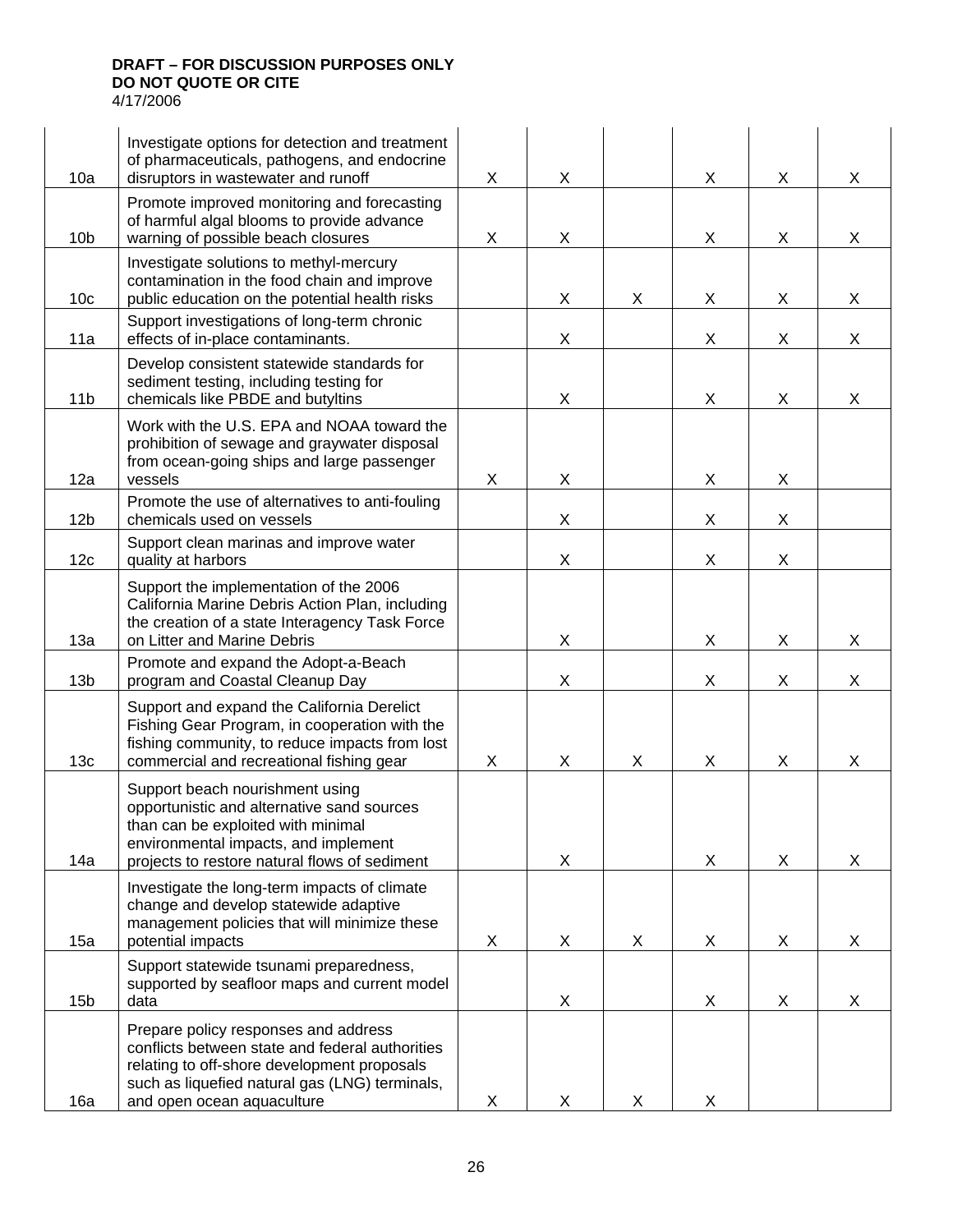| | | | | | | | |
|---|---|---|---|---|---|---|---|
| 10a | Investigate options for detection and treatment of pharmaceuticals, pathogens, and endocrine disruptors in wastewater and runoff | X | X | | X | X | X |
| 10b | Promote improved monitoring and forecasting of harmful algal blooms to provide advance warning of possible beach closures | X | X | | X | X | X |
| 10c | Investigate solutions to methyl-mercury contamination in the food chain and improve public education on the potential health risks | | X | X | X | X | X |
| 11a | Support investigations of long-term chronic effects of in-place contaminants. | | X | | X | X | X |
| 11b | Develop consistent statewide standards for sediment testing, including testing for chemicals like PBDE and butyltins | | X | | X | X | X |
| 12a | Work with the U.S. EPA and NOAA toward the prohibition of sewage and graywater disposal from ocean-going ships and large passenger vessels | X | X | | X | X | |
| 12b | Promote the use of alternatives to anti-fouling chemicals used on vessels | | X | | X | X | |
| 12c | Support clean marinas and improve water quality at harbors | | X | | X | X | |
| 13a | Support the implementation of the 2006 California Marine Debris Action Plan, including the creation of a state Interagency Task Force on Litter and Marine Debris | | X | | X | X | X |
| 13b | Promote and expand the Adopt-a-Beach program and Coastal Cleanup Day | | X | | X | X | X |
| 13c | Support and expand the California Derelict Fishing Gear Program, in cooperation with the fishing community, to reduce impacts from lost commercial and recreational fishing gear | X | X | X | X | X | X |
| 14a | Support beach nourishment using opportunistic and alternative sand sources than can be exploited with minimal environmental impacts, and implement projects to restore natural flows of sediment | | X | | X | X | X |
| 15a | Investigate the long-term impacts of climate change and develop statewide adaptive management policies that will minimize these potential impacts | X | X | X | X | X | X |
| 15b | Support statewide tsunami preparedness, supported by seafloor maps and current model data | | X | | X | X | X |
| 16a | Prepare policy responses and address conflicts between state and federal authorities relating to off-shore development proposals such as liquefied natural gas (LNG) terminals, and open ocean aquaculture | X | X | X | X | | |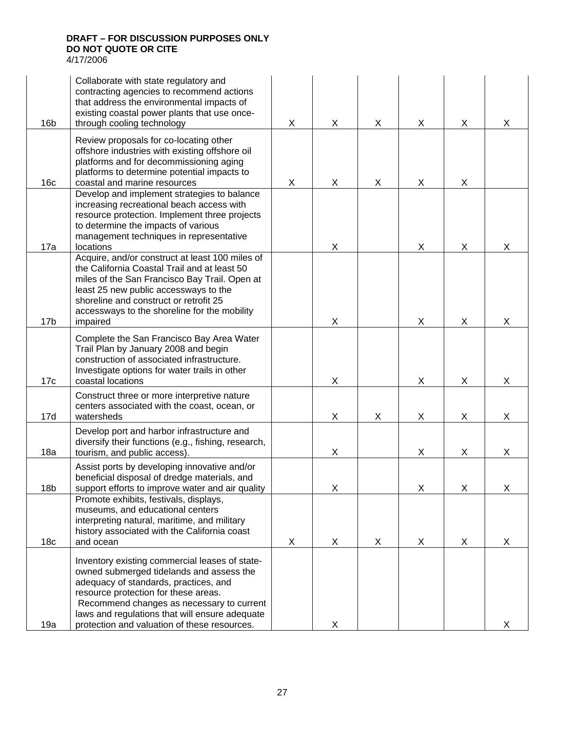| | | | | | | | |
|---|---|---|---|---|---|---|---|
| 16b | Collaborate with state regulatory and contracting agencies to recommend actions that address the environmental impacts of existing coastal power plants that use once-through cooling technology | X | X | X | X | X | X |
| 16c | Review proposals for co-locating other offshore industries with existing offshore oil platforms and for decommissioning aging platforms to determine potential impacts to coastal and marine resources | X | X | X | X | X | |
| 17a | Develop and implement strategies to balance increasing recreational beach access with resource protection. Implement three projects to determine the impacts of various management techniques in representative locations | | X | | X | X | X |
| 17b | Acquire, and/or construct at least 100 miles of the California Coastal Trail and at least 50 miles of the San Francisco Bay Trail. Open at least 25 new public accessways to the shoreline and construct or retrofit 25 accessways to the shoreline for the mobility impaired | | X | | X | X | X |
| 17c | Complete the San Francisco Bay Area Water Trail Plan by January 2008 and begin construction of associated infrastructure. Investigate options for water trails in other coastal locations | | X | | X | X | X |
| 17d | Construct three or more interpretive nature centers associated with the coast, ocean, or watersheds | | X | X | X | X | X |
| 18a | Develop port and harbor infrastructure and diversify their functions (e.g., fishing, research, tourism, and public access). | | X | | X | X | X |
| 18b | Assist ports by developing innovative and/or beneficial disposal of dredge materials, and support efforts to improve water and air quality | | X | | X | X | X |
| 18c | Promote exhibits, festivals, displays, museums, and educational centers interpreting natural, maritime, and military history associated with the California coast and ocean | X | X | X | X | X | X |
| 19a | Inventory existing commercial leases of state-owned submerged tidelands and assess the adequacy of standards, practices, and resource protection for these areas. Recommend changes as necessary to current laws and regulations that will ensure adequate protection and valuation of these resources. | | X | | | | X |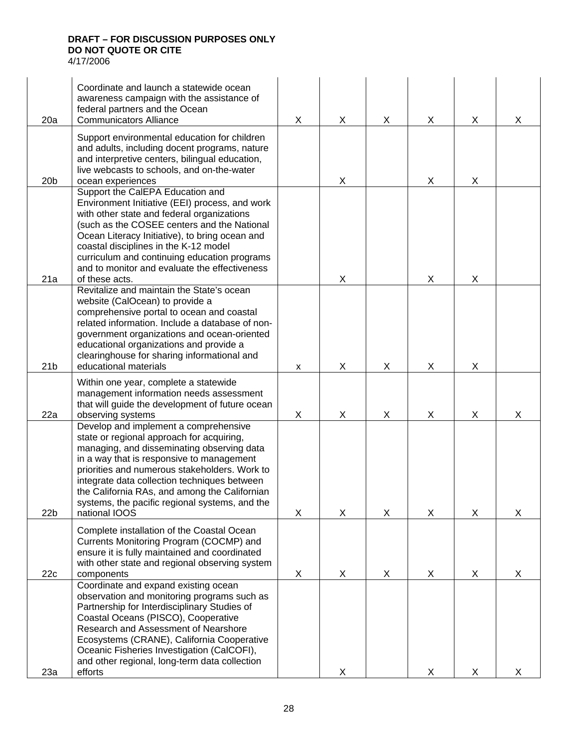**DRAFT – FOR DISCUSSION PURPOSES ONLY**
**DO NOT QUOTE OR CITE**
4/17/2006

| | | | | | | | |
|---|---|---|---|---|---|---|---|
| 20a | Coordinate and launch a statewide ocean awareness campaign with the assistance of federal partners and the Ocean Communicators Alliance | X | X | X | X | X | X |
| 20b | Support environmental education for children and adults, including docent programs, nature and interpretive centers, bilingual education, live webcasts to schools, and on-the-water ocean experiences | | X | | X | X | |
| 21a | Support the CalEPA Education and Environment Initiative (EEI) process, and work with other state and federal organizations (such as the COSEE centers and the National Ocean Literacy Initiative), to bring ocean and coastal disciplines in the K-12 model curriculum and continuing education programs and to monitor and evaluate the effectiveness of these acts. | | X | | X | X | |
| 21b | Revitalize and maintain the State's ocean website (CalOcean) to provide a comprehensive portal to ocean and coastal related information. Include a database of non-government organizations and ocean-oriented educational organizations and provide a clearinghouse for sharing informational and educational materials | x | X | X | X | X | |
| 22a | Within one year, complete a statewide management information needs assessment that will guide the development of future ocean observing systems | X | X | X | X | X | X |
| 22b | Develop and implement a comprehensive state or regional approach for acquiring, managing, and disseminating observing data in a way that is responsive to management priorities and numerous stakeholders. Work to integrate data collection techniques between the California RAs, and among the Californian systems, the pacific regional systems, and the national IOOS | X | X | X | X | X | X |
| 22c | Complete installation of the Coastal Ocean Currents Monitoring Program (COCMP) and ensure it is fully maintained and coordinated with other state and regional observing system components | X | X | X | X | X | X |
| 23a | Coordinate and expand existing ocean observation and monitoring programs such as Partnership for Interdisciplinary Studies of Coastal Oceans (PISCO), Cooperative Research and Assessment of Nearshore Ecosystems (CRANE), California Cooperative Oceanic Fisheries Investigation (CalCOFI), and other regional, long-term data collection efforts | | X | | X | X | X |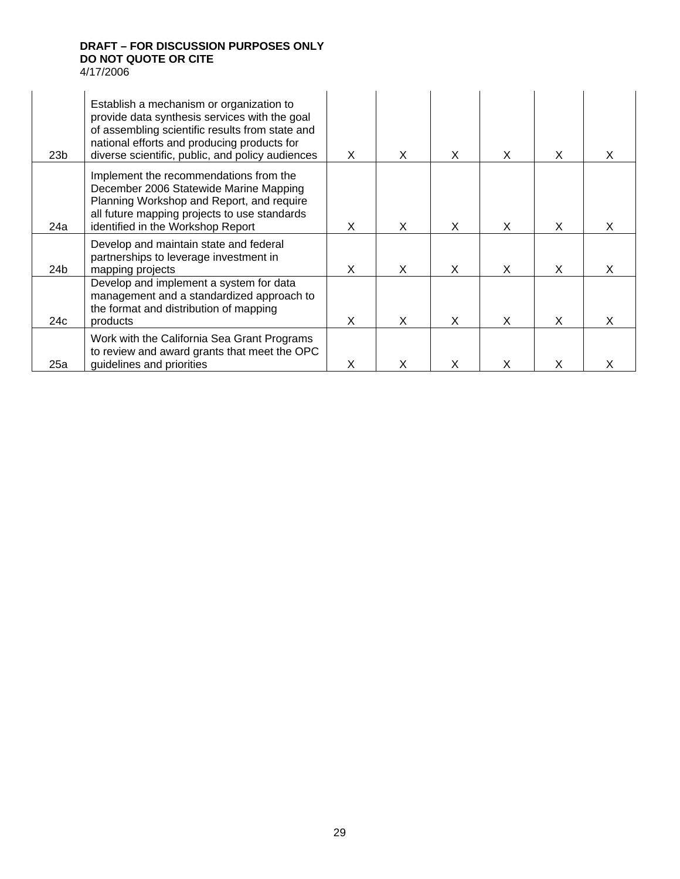**DRAFT – FOR DISCUSSION PURPOSES ONLY**
**DO NOT QUOTE OR CITE**
4/17/2006

| | | | | | | | |
|---|---|---|---|---|---|---|---|
| 23b | Establish a mechanism or organization to provide data synthesis services with the goal of assembling scientific results from state and national efforts and producing products for diverse scientific, public, and policy audiences | X | X | X | X | X | X |
| 24a | Implement the recommendations from the December 2006 Statewide Marine Mapping Planning Workshop and Report, and require all future mapping projects to use standards identified in the Workshop Report | X | X | X | X | X | X |
| 24b | Develop and maintain state and federal partnerships to leverage investment in mapping projects | X | X | X | X | X | X |
| 24c | Develop and implement a system for data management and a standardized approach to the format and distribution of mapping products | X | X | X | X | X | X |
| 25a | Work with the California Sea Grant Programs to review and award grants that meet the OPC guidelines and priorities | X | X | X | X | X | X |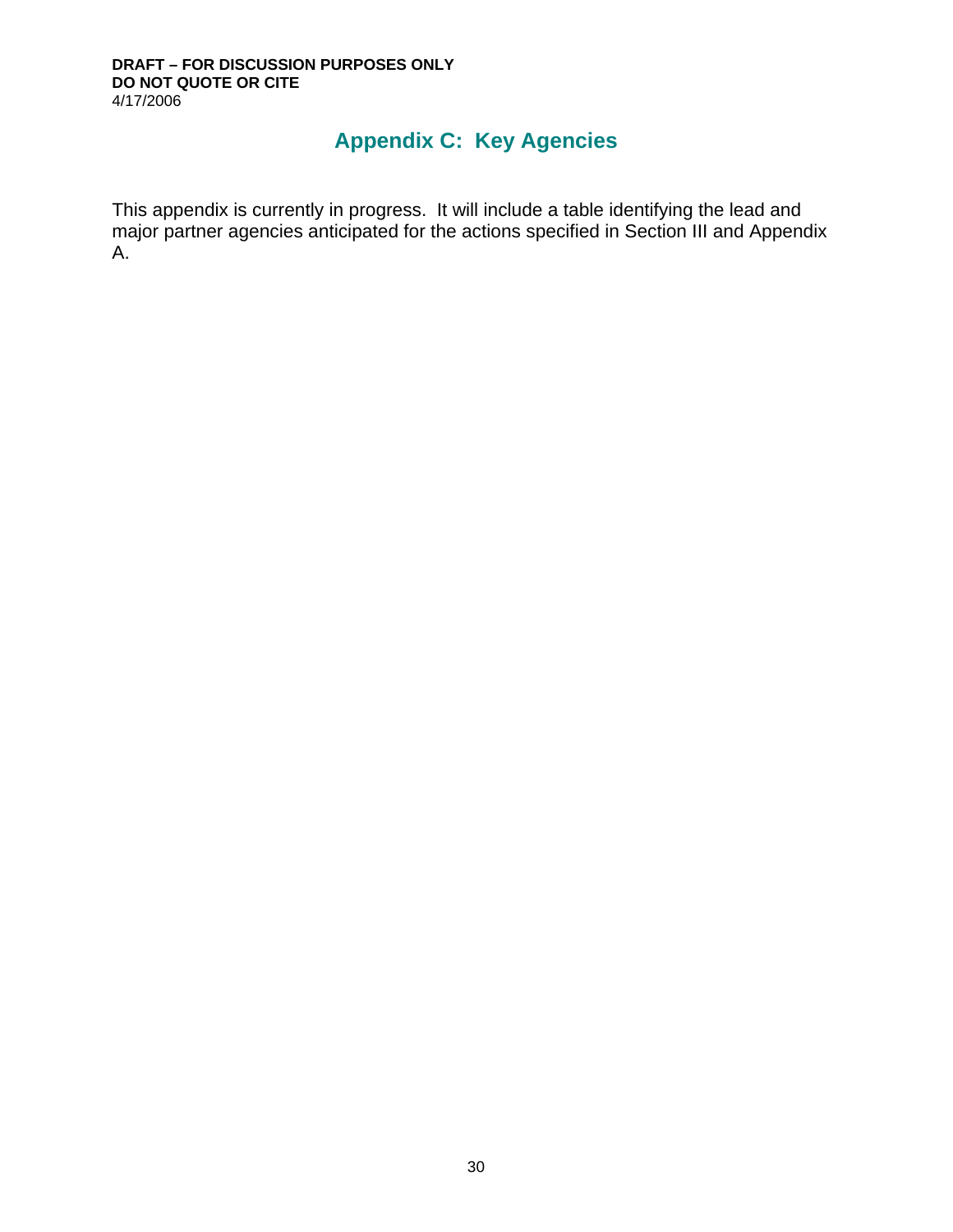# Appendix C: Key Agencies

This appendix is currently in progress. It will include a table identifying the lead and major partner agencies anticipated for the actions specified in Section III and Appendix A.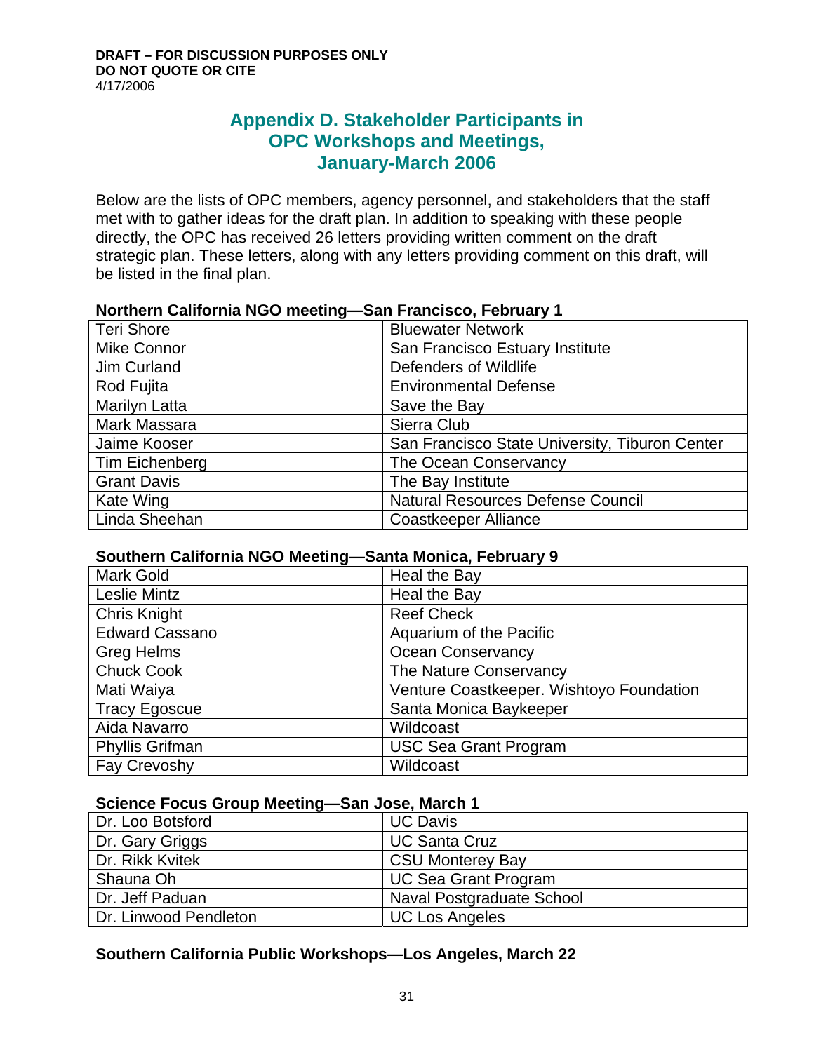DRAFT – FOR DISCUSSION PURPOSES ONLY
DO NOT QUOTE OR CITE
4/17/2006

# Appendix D. Stakeholder Participants in OPC Workshops and Meetings, January-March 2006

Below are the lists of OPC members, agency personnel, and stakeholders that the staff met with to gather ideas for the draft plan. In addition to speaking with these people directly, the OPC has received 26 letters providing written comment on the draft strategic plan. These letters, along with any letters providing comment on this draft, will be listed in the final plan.

**Northern California NGO meeting—San Francisco, February 1**

| | |
|---|---|
| Teri Shore | Bluewater Network |
| Mike Connor | San Francisco Estuary Institute |
| Jim Curland | Defenders of Wildlife |
| Rod Fujita | Environmental Defense |
| Marilyn Latta | Save the Bay |
| Mark Massara | Sierra Club |
| Jaime Kooser | San Francisco State University, Tiburon Center |
| Tim Eichenberg | The Ocean Conservancy |
| Grant Davis | The Bay Institute |
| Kate Wing | Natural Resources Defense Council |
| Linda Sheehan | Coastkeeper Alliance |

**Southern California NGO Meeting—Santa Monica, February 9**

| | |
|---|---|
| Mark Gold | Heal the Bay |
| Leslie Mintz | Heal the Bay |
| Chris Knight | Reef Check |
| Edward Cassano | Aquarium of the Pacific |
| Greg Helms | Ocean Conservancy |
| Chuck Cook | The Nature Conservancy |
| Mati Waiya | Venture Coastkeeper. Wishtoyo Foundation |
| Tracy Egoscue | Santa Monica Baykeeper |
| Aida Navarro | Wildcoast |
| Phyllis Grifman | USC Sea Grant Program |
| Fay Crevoshy | Wildcoast |

**Science Focus Group Meeting—San Jose, March 1**

| | |
|---|---|
| Dr. Loo Botsford | UC Davis |
| Dr. Gary Griggs | UC Santa Cruz |
| Dr. Rikk Kvitek | CSU Monterey Bay |
| Shauna Oh | UC Sea Grant Program |
| Dr. Jeff Paduan | Naval Postgraduate School |
| Dr. Linwood Pendleton | UC Los Angeles |

**Southern California Public Workshops—Los Angeles, March 22**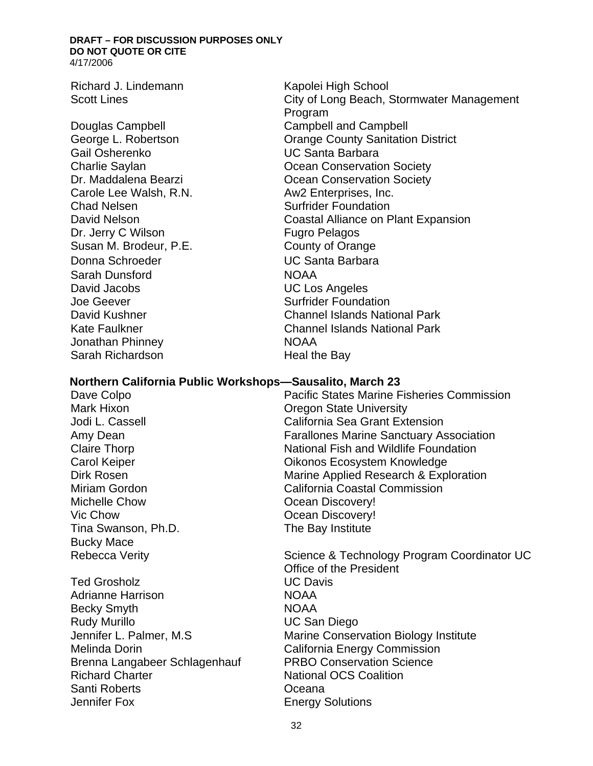**DRAFT – FOR DISCUSSION PURPOSES ONLY**
**DO NOT QUOTE OR CITE**
4/17/2006

| | |
|---|---|
| Richard J. Lindemann | Kapolei High School |
| Scott Lines | City of Long Beach, Stormwater Management Program |
| Douglas Campbell | Campbell and Campbell |
| George L. Robertson | Orange County Sanitation District |
| Gail Osherenko | UC Santa Barbara |
| Charlie Saylan | Ocean Conservation Society |
| Dr. Maddalena Bearzi | Ocean Conservation Society |
| Carole Lee Walsh, R.N. | Aw2 Enterprises, Inc. |
| Chad Nelsen | Surfrider Foundation |
| David Nelson | Coastal Alliance on Plant Expansion |
| Dr. Jerry C Wilson | Fugro Pelagos |
| Susan M. Brodeur, P.E. | County of Orange |
| Donna Schroeder | UC Santa Barbara |
| Sarah Dunsford | NOAA |
| David Jacobs | UC Los Angeles |
| Joe Geever | Surfrider Foundation |
| David Kushner | Channel Islands National Park |
| Kate Faulkner | Channel Islands National Park |
| Jonathan Phinney | NOAA |
| Sarah Richardson | Heal the Bay |

**Northern California Public Workshops—Sausalito, March 23**

| | |
|---|---|
| Dave Colpo | Pacific States Marine Fisheries Commission |
| Mark Hixon | Oregon State University |
| Jodi L. Cassell | California Sea Grant Extension |
| Amy Dean | Farallones Marine Sanctuary Association |
| Claire Thorp | National Fish and Wildlife Foundation |
| Carol Keiper | Oikonos Ecosystem Knowledge |
| Dirk Rosen | Marine Applied Research & Exploration |
| Miriam Gordon | California Coastal Commission |
| Michelle Chow | Ocean Discovery! |
| Vic Chow | Ocean Discovery! |
| Tina Swanson, Ph.D. | The Bay Institute |
| Bucky Mace | |
| Rebecca Verity | Science & Technology Program Coordinator UC Office of the President |
| Ted Grosholz | UC Davis |
| Adrianne Harrison | NOAA |
| Becky Smyth | NOAA |
| Rudy Murillo | UC San Diego |
| Jennifer L. Palmer, M.S | Marine Conservation Biology Institute |
| Melinda Dorin | California Energy Commission |
| Brenna Langabeer Schlagenhauf | PRBO Conservation Science |
| Richard Charter | National OCS Coalition |
| Santi Roberts | Oceana |
| Jennifer Fox | Energy Solutions |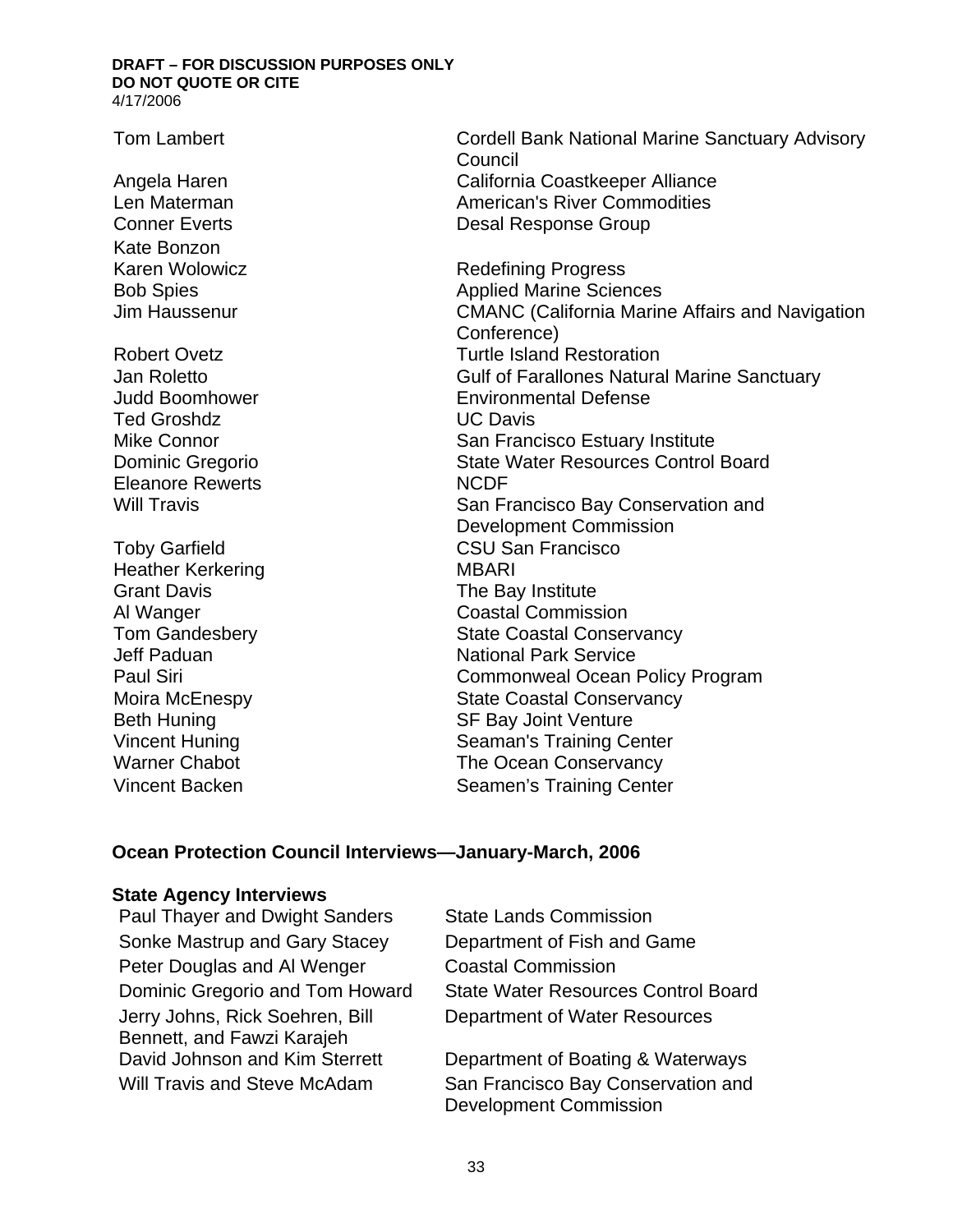**DRAFT – FOR DISCUSSION PURPOSES ONLY**
**DO NOT QUOTE OR CITE**
4/17/2006

| | |
|---|---|
| Tom Lambert | Cordell Bank National Marine Sanctuary Advisory Council |
| Angela Haren | California Coastkeeper Alliance |
| Len Materman | American's River Commodities |
| Conner Everts | Desal Response Group |
| Kate Bonzon | |
| Karen Wolowicz | Redefining Progress |
| Bob Spies | Applied Marine Sciences |
| Jim Haussenur | CMANC (California Marine Affairs and Navigation Conference) |
| Robert Ovetz | Turtle Island Restoration |
| Jan Roletto | Gulf of Farallones Natural Marine Sanctuary |
| Judd Boomhower | Environmental Defense |
| Ted Groshdz | UC Davis |
| Mike Connor | San Francisco Estuary Institute |
| Dominic Gregorio | State Water Resources Control Board |
| Eleanore Rewerts | NCDF |
| Will Travis | San Francisco Bay Conservation and Development Commission |
| Toby Garfield | CSU San Francisco |
| Heather Kerkering | MBARI |
| Grant Davis | The Bay Institute |
| Al Wanger | Coastal Commission |
| Tom Gandesbery | State Coastal Conservancy |
| Jeff Paduan | National Park Service |
| Paul Siri | Commonweal Ocean Policy Program |
| Moira McEnespy | State Coastal Conservancy |
| Beth Huning | SF Bay Joint Venture |
| Vincent Huning | Seaman's Training Center |
| Warner Chabot | The Ocean Conservancy |
| Vincent Backen | Seamen's Training Center |

## Ocean Protection Council Interviews—January-March, 2006

### State Agency Interviews

| | |
|---|---|
| Paul Thayer and Dwight Sanders | State Lands Commission |
| Sonke Mastrup and Gary Stacey | Department of Fish and Game |
| Peter Douglas and Al Wenger | Coastal Commission |
| Dominic Gregorio and Tom Howard | State Water Resources Control Board |
| Jerry Johns, Rick Soehren, Bill Bennett, and Fawzi Karajeh | Department of Water Resources |
| David Johnson and Kim Sterrett | Department of Boating & Waterways |
| Will Travis and Steve McAdam | San Francisco Bay Conservation and Development Commission |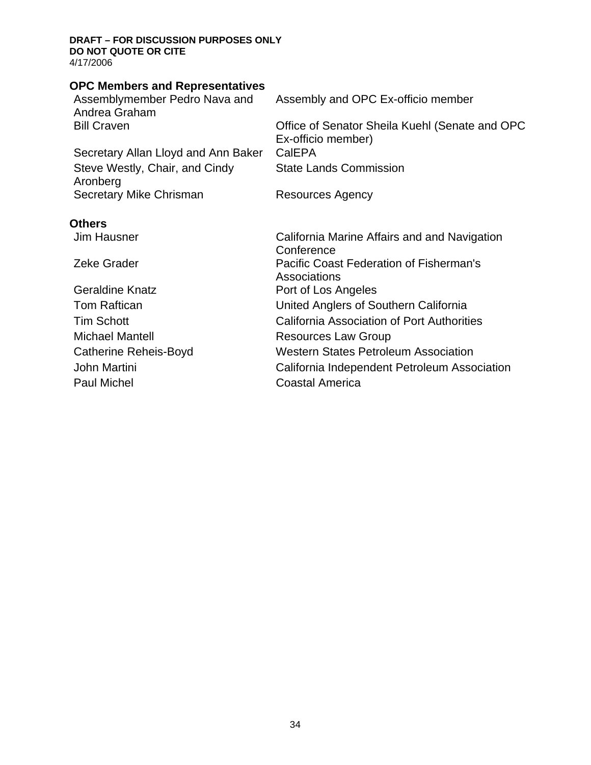**DRAFT – FOR DISCUSSION PURPOSES ONLY**
**DO NOT QUOTE OR CITE**
4/17/2006

### OPC Members and Representatives

| | |
|---|---|
| Assemblymember Pedro Nava and Andrea Graham | Assembly and OPC Ex-officio member |
| Bill Craven | Office of Senator Sheila Kuehl (Senate and OPC Ex-officio member) |
| Secretary Allan Lloyd and Ann Baker | CalEPA |
| Steve Westly, Chair, and Cindy Aronberg | State Lands Commission |
| Secretary Mike Chrisman | Resources Agency |

### Others

| | |
|---|---|
| Jim Hausner | California Marine Affairs and and Navigation Conference |
| Zeke Grader | Pacific Coast Federation of Fisherman's Associations |
| Geraldine Knatz | Port of Los Angeles |
| Tom Raftican | United Anglers of Southern California |
| Tim Schott | California Association of Port Authorities |
| Michael Mantell | Resources Law Group |
| Catherine Reheis-Boyd | Western States Petroleum Association |
| John Martini | California Independent Petroleum Association |
| Paul Michel | Coastal America |